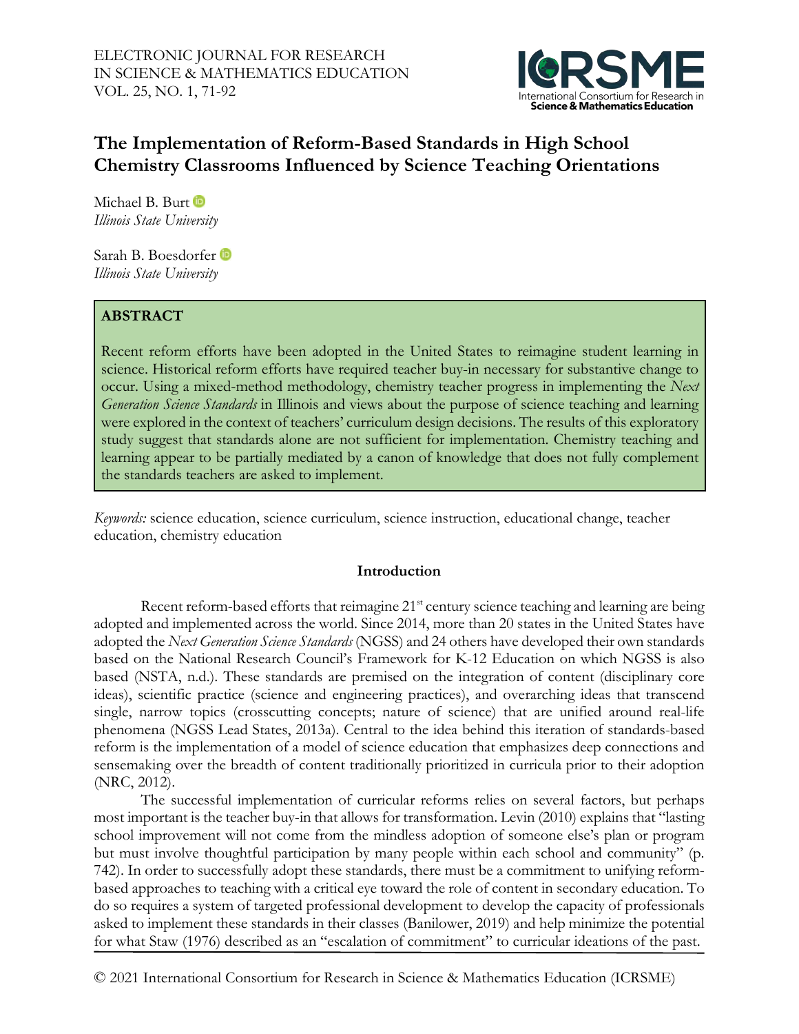# The Implementation of Reform-Based Standards in High School Chemistry Classrooms Influenced by Science Teaching Orientations

Michael B. Burt
*Illinois State University*

Sarah B. Boesdorfer
*Illinois State University*

## ABSTRACT

Recent reform efforts have been adopted in the United States to reimagine student learning in science. Historical reform efforts have required teacher buy-in necessary for substantive change to occur. Using a mixed-method methodology, chemistry teacher progress in implementing the *Next Generation Science Standards* in Illinois and views about the purpose of science teaching and learning were explored in the context of teachers' curriculum design decisions. The results of this exploratory study suggest that standards alone are not sufficient for implementation. Chemistry teaching and learning appear to be partially mediated by a canon of knowledge that does not fully complement the standards teachers are asked to implement.

*Keywords:* science education, science curriculum, science instruction, educational change, teacher education, chemistry education

## Introduction

Recent reform-based efforts that reimagine 21st century science teaching and learning are being adopted and implemented across the world. Since 2014, more than 20 states in the United States have adopted the *Next Generation Science Standards* (NGSS) and 24 others have developed their own standards based on the National Research Council's Framework for K-12 Education on which NGSS is also based (NSTA, n.d.). These standards are premised on the integration of content (disciplinary core ideas), scientific practice (science and engineering practices), and overarching ideas that transcend single, narrow topics (crosscutting concepts; nature of science) that are unified around real-life phenomena (NGSS Lead States, 2013a). Central to the idea behind this iteration of standards-based reform is the implementation of a model of science education that emphasizes deep connections and sensemaking over the breadth of content traditionally prioritized in curricula prior to their adoption (NRC, 2012).

The successful implementation of curricular reforms relies on several factors, but perhaps most important is the teacher buy-in that allows for transformation. Levin (2010) explains that "lasting school improvement will not come from the mindless adoption of someone else's plan or program but must involve thoughtful participation by many people within each school and community" (p. 742). In order to successfully adopt these standards, there must be a commitment to unifying reform-based approaches to teaching with a critical eye toward the role of content in secondary education. To do so requires a system of targeted professional development to develop the capacity of professionals asked to implement these standards in their classes (Banilower, 2019) and help minimize the potential for what Staw (1976) described as an "escalation of commitment" to curricular ideations of the past.

© 2021 International Consortium for Research in Science & Mathematics Education (ICRSME)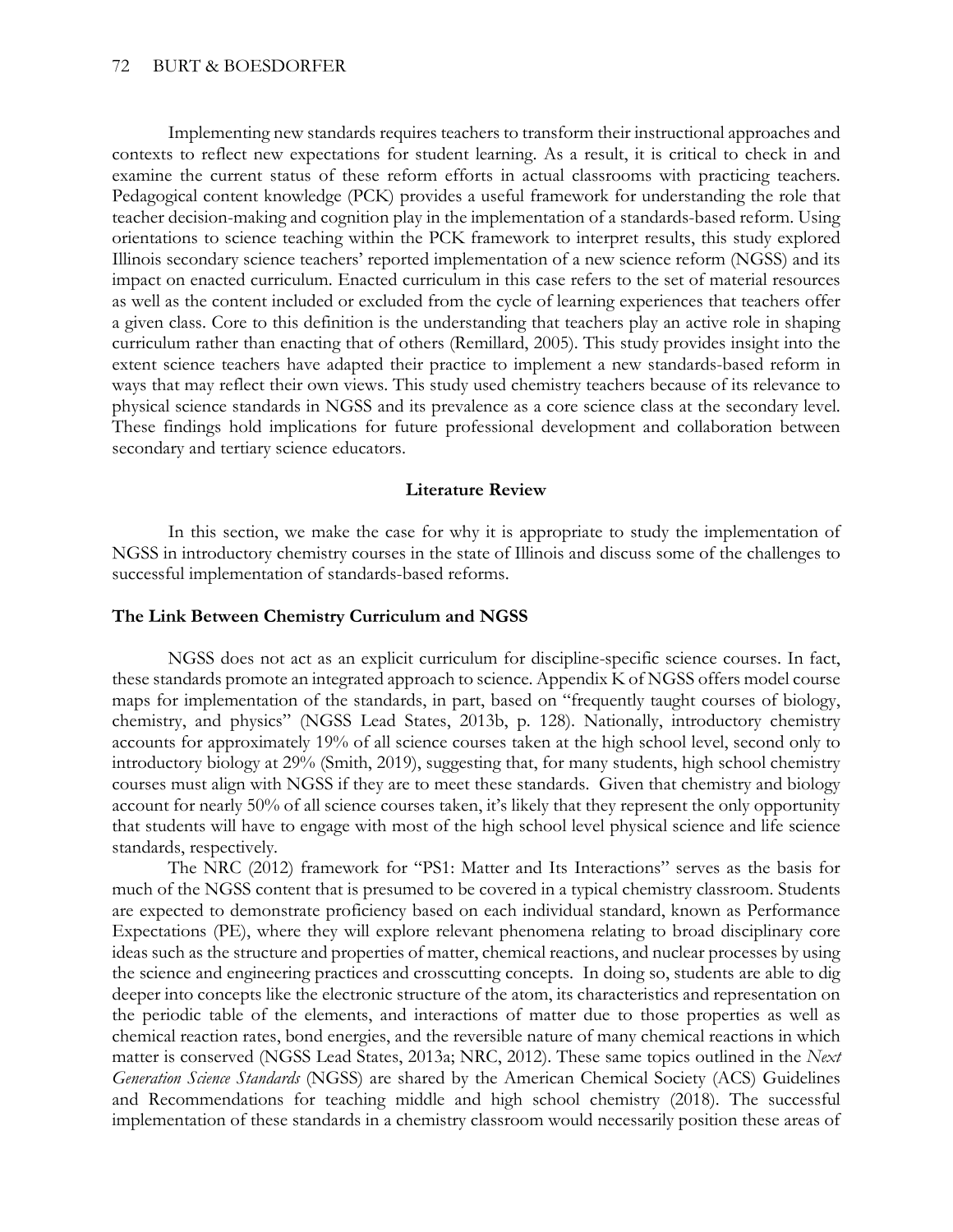Implementing new standards requires teachers to transform their instructional approaches and contexts to reflect new expectations for student learning. As a result, it is critical to check in and examine the current status of these reform efforts in actual classrooms with practicing teachers. Pedagogical content knowledge (PCK) provides a useful framework for understanding the role that teacher decision-making and cognition play in the implementation of a standards-based reform. Using orientations to science teaching within the PCK framework to interpret results, this study explored Illinois secondary science teachers' reported implementation of a new science reform (NGSS) and its impact on enacted curriculum. Enacted curriculum in this case refers to the set of material resources as well as the content included or excluded from the cycle of learning experiences that teachers offer a given class. Core to this definition is the understanding that teachers play an active role in shaping curriculum rather than enacting that of others (Remillard, 2005). This study provides insight into the extent science teachers have adapted their practice to implement a new standards-based reform in ways that may reflect their own views. This study used chemistry teachers because of its relevance to physical science standards in NGSS and its prevalence as a core science class at the secondary level. These findings hold implications for future professional development and collaboration between secondary and tertiary science educators.

## Literature Review

In this section, we make the case for why it is appropriate to study the implementation of NGSS in introductory chemistry courses in the state of Illinois and discuss some of the challenges to successful implementation of standards-based reforms.

### The Link Between Chemistry Curriculum and NGSS

NGSS does not act as an explicit curriculum for discipline-specific science courses. In fact, these standards promote an integrated approach to science. Appendix K of NGSS offers model course maps for implementation of the standards, in part, based on "frequently taught courses of biology, chemistry, and physics" (NGSS Lead States, 2013b, p. 128). Nationally, introductory chemistry accounts for approximately 19% of all science courses taken at the high school level, second only to introductory biology at 29% (Smith, 2019), suggesting that, for many students, high school chemistry courses must align with NGSS if they are to meet these standards. Given that chemistry and biology account for nearly 50% of all science courses taken, it's likely that they represent the only opportunity that students will have to engage with most of the high school level physical science and life science standards, respectively.

The NRC (2012) framework for "PS1: Matter and Its Interactions" serves as the basis for much of the NGSS content that is presumed to be covered in a typical chemistry classroom. Students are expected to demonstrate proficiency based on each individual standard, known as Performance Expectations (PE), where they will explore relevant phenomena relating to broad disciplinary core ideas such as the structure and properties of matter, chemical reactions, and nuclear processes by using the science and engineering practices and crosscutting concepts. In doing so, students are able to dig deeper into concepts like the electronic structure of the atom, its characteristics and representation on the periodic table of the elements, and interactions of matter due to those properties as well as chemical reaction rates, bond energies, and the reversible nature of many chemical reactions in which matter is conserved (NGSS Lead States, 2013a; NRC, 2012). These same topics outlined in the *Next Generation Science Standards* (NGSS) are shared by the American Chemical Society (ACS) Guidelines and Recommendations for teaching middle and high school chemistry (2018). The successful implementation of these standards in a chemistry classroom would necessarily position these areas of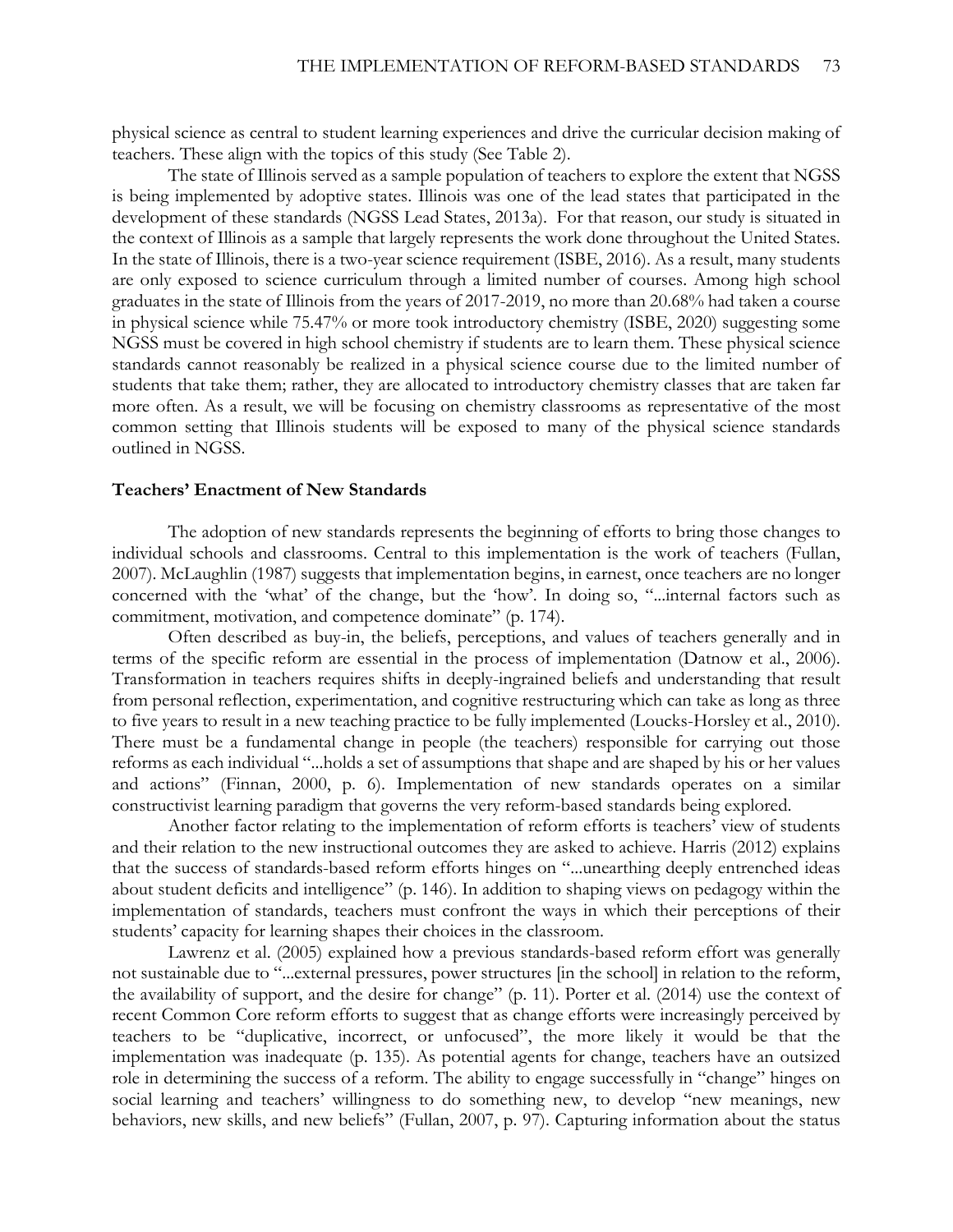physical science as central to student learning experiences and drive the curricular decision making of teachers. These align with the topics of this study (See Table 2).

The state of Illinois served as a sample population of teachers to explore the extent that NGSS is being implemented by adoptive states. Illinois was one of the lead states that participated in the development of these standards (NGSS Lead States, 2013a). For that reason, our study is situated in the context of Illinois as a sample that largely represents the work done throughout the United States. In the state of Illinois, there is a two-year science requirement (ISBE, 2016). As a result, many students are only exposed to science curriculum through a limited number of courses. Among high school graduates in the state of Illinois from the years of 2017-2019, no more than 20.68% had taken a course in physical science while 75.47% or more took introductory chemistry (ISBE, 2020) suggesting some NGSS must be covered in high school chemistry if students are to learn them. These physical science standards cannot reasonably be realized in a physical science course due to the limited number of students that take them; rather, they are allocated to introductory chemistry classes that are taken far more often. As a result, we will be focusing on chemistry classrooms as representative of the most common setting that Illinois students will be exposed to many of the physical science standards outlined in NGSS.

### Teachers' Enactment of New Standards

The adoption of new standards represents the beginning of efforts to bring those changes to individual schools and classrooms. Central to this implementation is the work of teachers (Fullan, 2007). McLaughlin (1987) suggests that implementation begins, in earnest, once teachers are no longer concerned with the 'what' of the change, but the 'how'. In doing so, "...internal factors such as commitment, motivation, and competence dominate" (p. 174).

Often described as buy-in, the beliefs, perceptions, and values of teachers generally and in terms of the specific reform are essential in the process of implementation (Datnow et al., 2006). Transformation in teachers requires shifts in deeply-ingrained beliefs and understanding that result from personal reflection, experimentation, and cognitive restructuring which can take as long as three to five years to result in a new teaching practice to be fully implemented (Loucks-Horsley et al., 2010). There must be a fundamental change in people (the teachers) responsible for carrying out those reforms as each individual "...holds a set of assumptions that shape and are shaped by his or her values and actions" (Finnan, 2000, p. 6). Implementation of new standards operates on a similar constructivist learning paradigm that governs the very reform-based standards being explored.

Another factor relating to the implementation of reform efforts is teachers' view of students and their relation to the new instructional outcomes they are asked to achieve. Harris (2012) explains that the success of standards-based reform efforts hinges on "...unearthing deeply entrenched ideas about student deficits and intelligence" (p. 146). In addition to shaping views on pedagogy within the implementation of standards, teachers must confront the ways in which their perceptions of their students' capacity for learning shapes their choices in the classroom.

Lawrenz et al. (2005) explained how a previous standards-based reform effort was generally not sustainable due to "...external pressures, power structures [in the school] in relation to the reform, the availability of support, and the desire for change" (p. 11). Porter et al. (2014) use the context of recent Common Core reform efforts to suggest that as change efforts were increasingly perceived by teachers to be "duplicative, incorrect, or unfocused", the more likely it would be that the implementation was inadequate (p. 135). As potential agents for change, teachers have an outsized role in determining the success of a reform. The ability to engage successfully in "change" hinges on social learning and teachers' willingness to do something new, to develop "new meanings, new behaviors, new skills, and new beliefs" (Fullan, 2007, p. 97). Capturing information about the status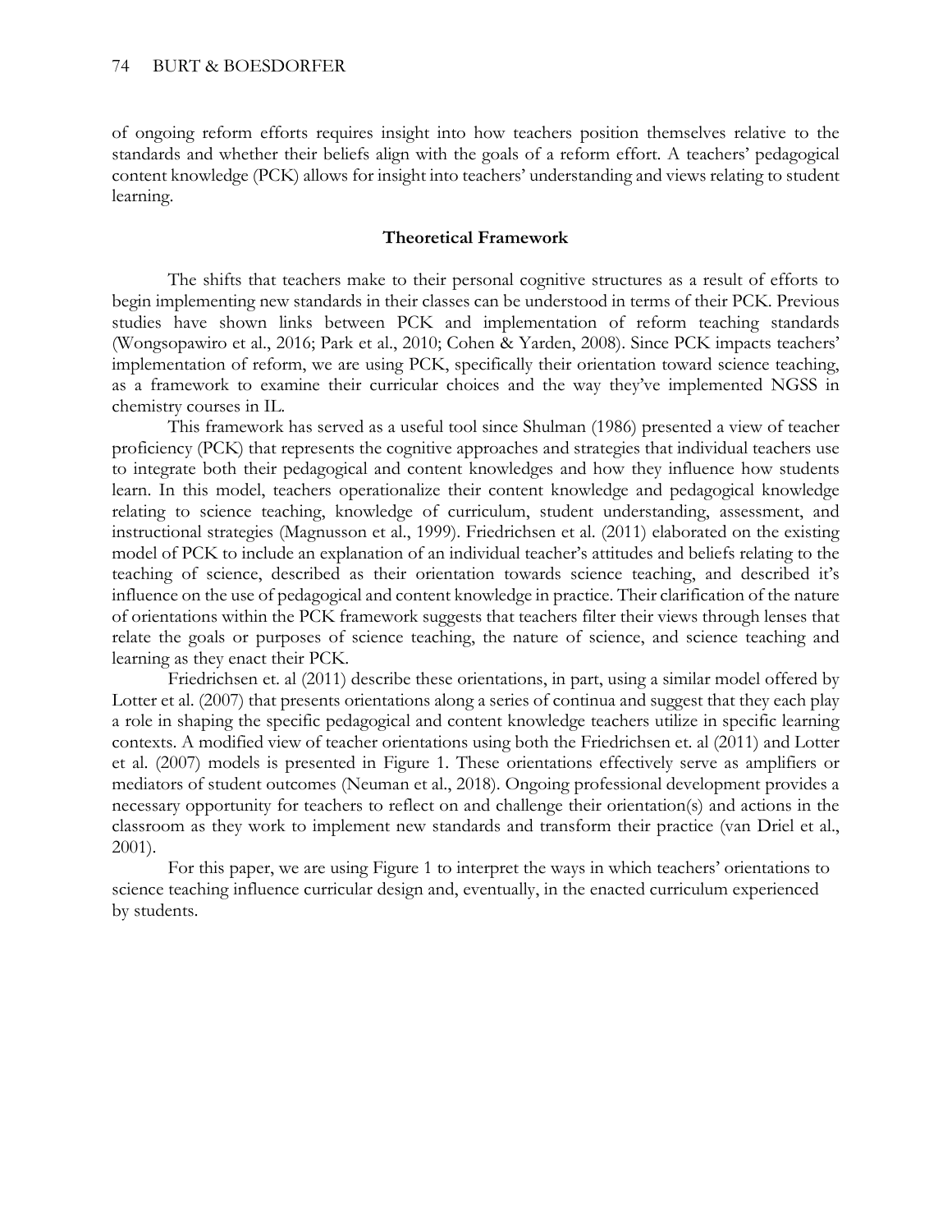of ongoing reform efforts requires insight into how teachers position themselves relative to the standards and whether their beliefs align with the goals of a reform effort. A teachers' pedagogical content knowledge (PCK) allows for insight into teachers' understanding and views relating to student learning.

## Theoretical Framework

The shifts that teachers make to their personal cognitive structures as a result of efforts to begin implementing new standards in their classes can be understood in terms of their PCK. Previous studies have shown links between PCK and implementation of reform teaching standards (Wongsopawiro et al., 2016; Park et al., 2010; Cohen & Yarden, 2008). Since PCK impacts teachers' implementation of reform, we are using PCK, specifically their orientation toward science teaching, as a framework to examine their curricular choices and the way they've implemented NGSS in chemistry courses in IL.

This framework has served as a useful tool since Shulman (1986) presented a view of teacher proficiency (PCK) that represents the cognitive approaches and strategies that individual teachers use to integrate both their pedagogical and content knowledges and how they influence how students learn. In this model, teachers operationalize their content knowledge and pedagogical knowledge relating to science teaching, knowledge of curriculum, student understanding, assessment, and instructional strategies (Magnusson et al., 1999). Friedrichsen et al. (2011) elaborated on the existing model of PCK to include an explanation of an individual teacher's attitudes and beliefs relating to the teaching of science, described as their orientation towards science teaching, and described it's influence on the use of pedagogical and content knowledge in practice. Their clarification of the nature of orientations within the PCK framework suggests that teachers filter their views through lenses that relate the goals or purposes of science teaching, the nature of science, and science teaching and learning as they enact their PCK.

Friedrichsen et. al (2011) describe these orientations, in part, using a similar model offered by Lotter et al. (2007) that presents orientations along a series of continua and suggest that they each play a role in shaping the specific pedagogical and content knowledge teachers utilize in specific learning contexts. A modified view of teacher orientations using both the Friedrichsen et. al (2011) and Lotter et al. (2007) models is presented in Figure 1. These orientations effectively serve as amplifiers or mediators of student outcomes (Neuman et al., 2018). Ongoing professional development provides a necessary opportunity for teachers to reflect on and challenge their orientation(s) and actions in the classroom as they work to implement new standards and transform their practice (van Driel et al., 2001).

For this paper, we are using Figure 1 to interpret the ways in which teachers' orientations to science teaching influence curricular design and, eventually, in the enacted curriculum experienced by students.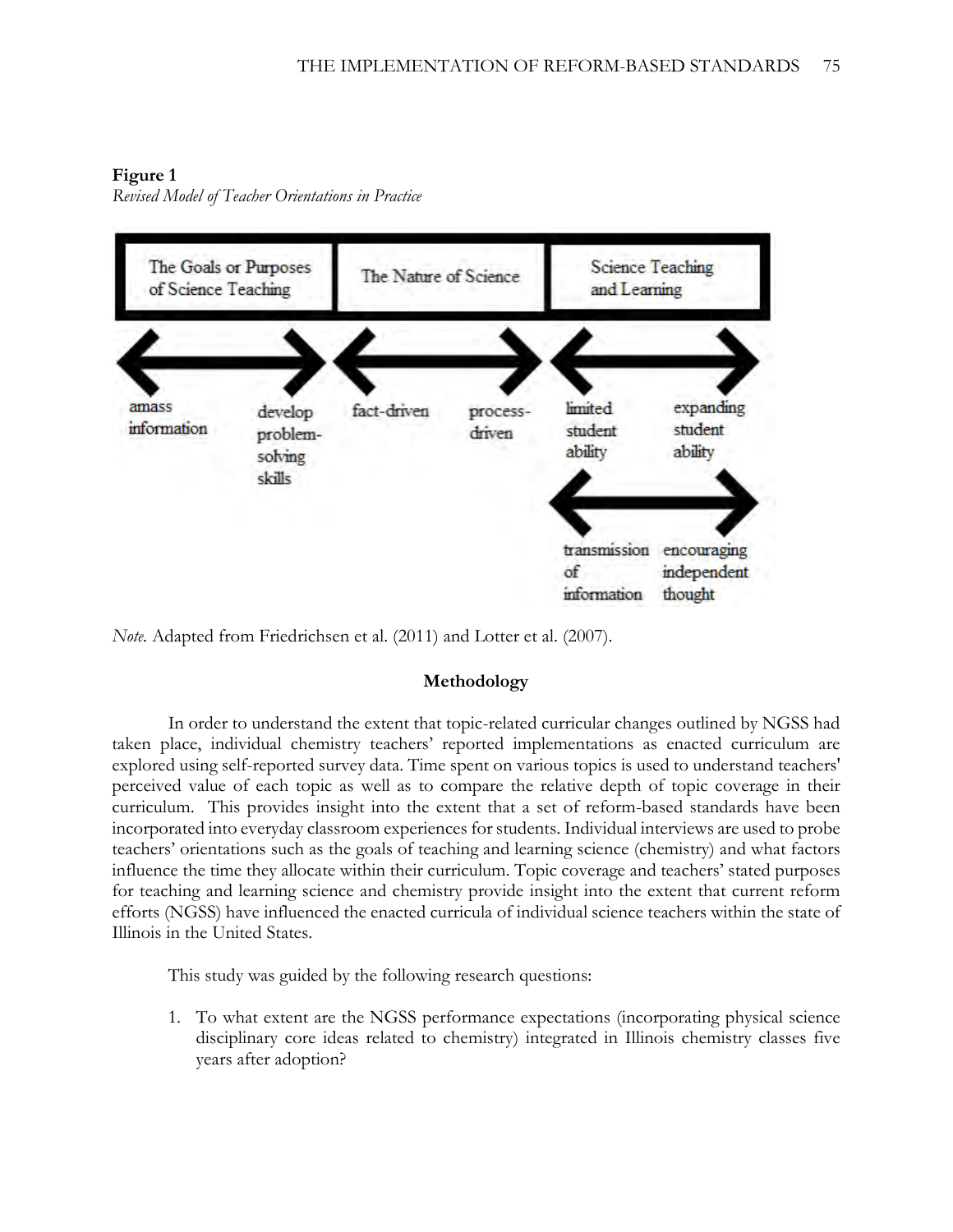**Figure 1**

*Revised Model of Teacher Orientations in Practice*

| The Goals or Purposes of Science Teaching | | The Nature of Science | | Science Teaching and Learning | |
|---|---|---|---|---|---|
| amass information | develop problem-solving skills | fact-driven | process-driven | limited student ability | expanding student ability |
| | | | | transmission of information | encouraging independent thought |

*Note.* Adapted from Friedrichsen et al. (2011) and Lotter et al. (2007).

## Methodology

In order to understand the extent that topic-related curricular changes outlined by NGSS had taken place, individual chemistry teachers' reported implementations as enacted curriculum are explored using self-reported survey data. Time spent on various topics is used to understand teachers' perceived value of each topic as well as to compare the relative depth of topic coverage in their curriculum. This provides insight into the extent that a set of reform-based standards have been incorporated into everyday classroom experiences for students. Individual interviews are used to probe teachers' orientations such as the goals of teaching and learning science (chemistry) and what factors influence the time they allocate within their curriculum. Topic coverage and teachers' stated purposes for teaching and learning science and chemistry provide insight into the extent that current reform efforts (NGSS) have influenced the enacted curricula of individual science teachers within the state of Illinois in the United States.

This study was guided by the following research questions:

1. To what extent are the NGSS performance expectations (incorporating physical science disciplinary core ideas related to chemistry) integrated in Illinois chemistry classes five years after adoption?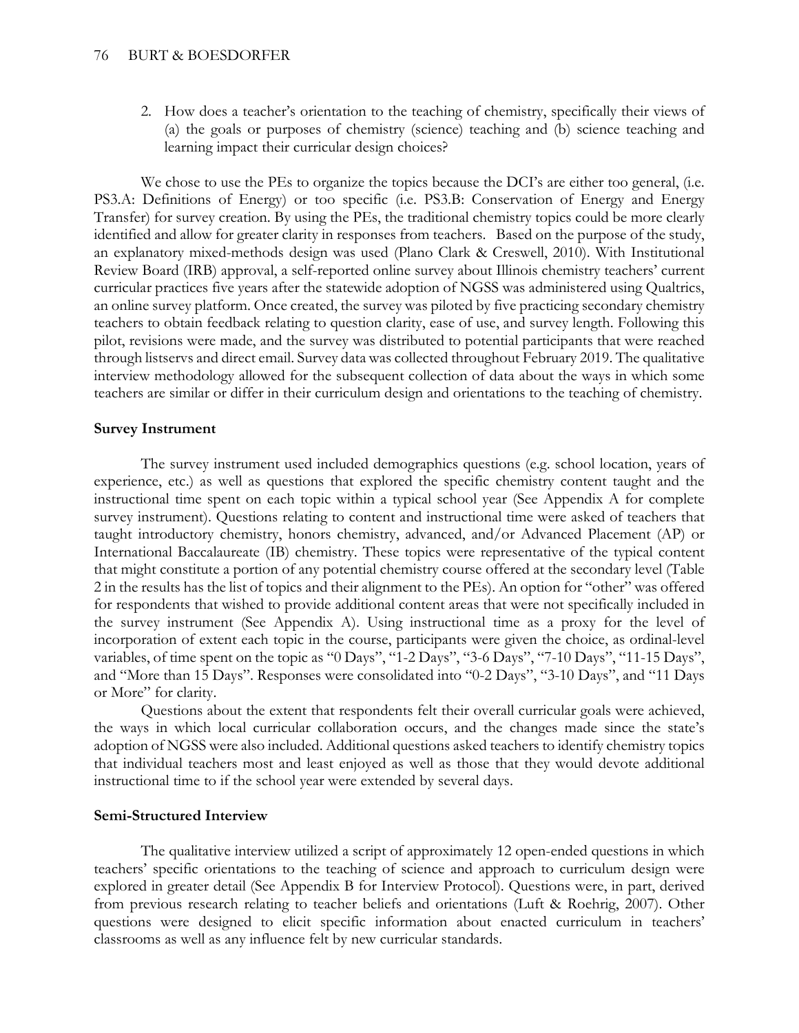2. How does a teacher's orientation to the teaching of chemistry, specifically their views of (a) the goals or purposes of chemistry (science) teaching and (b) science teaching and learning impact their curricular design choices?

We chose to use the PEs to organize the topics because the DCI's are either too general, (i.e. PS3.A: Definitions of Energy) or too specific (i.e. PS3.B: Conservation of Energy and Energy Transfer) for survey creation. By using the PEs, the traditional chemistry topics could be more clearly identified and allow for greater clarity in responses from teachers. Based on the purpose of the study, an explanatory mixed-methods design was used (Plano Clark & Creswell, 2010). With Institutional Review Board (IRB) approval, a self-reported online survey about Illinois chemistry teachers' current curricular practices five years after the statewide adoption of NGSS was administered using Qualtrics, an online survey platform. Once created, the survey was piloted by five practicing secondary chemistry teachers to obtain feedback relating to question clarity, ease of use, and survey length. Following this pilot, revisions were made, and the survey was distributed to potential participants that were reached through listservs and direct email. Survey data was collected throughout February 2019. The qualitative interview methodology allowed for the subsequent collection of data about the ways in which some teachers are similar or differ in their curriculum design and orientations to the teaching of chemistry.

**Survey Instrument**

The survey instrument used included demographics questions (e.g. school location, years of experience, etc.) as well as questions that explored the specific chemistry content taught and the instructional time spent on each topic within a typical school year (See Appendix A for complete survey instrument). Questions relating to content and instructional time were asked of teachers that taught introductory chemistry, honors chemistry, advanced, and/or Advanced Placement (AP) or International Baccalaureate (IB) chemistry. These topics were representative of the typical content that might constitute a portion of any potential chemistry course offered at the secondary level (Table 2 in the results has the list of topics and their alignment to the PEs). An option for "other" was offered for respondents that wished to provide additional content areas that were not specifically included in the survey instrument (See Appendix A). Using instructional time as a proxy for the level of incorporation of extent each topic in the course, participants were given the choice, as ordinal-level variables, of time spent on the topic as "0 Days", "1-2 Days", "3-6 Days", "7-10 Days", "11-15 Days", and "More than 15 Days". Responses were consolidated into "0-2 Days", "3-10 Days", and "11 Days or More" for clarity.

Questions about the extent that respondents felt their overall curricular goals were achieved, the ways in which local curricular collaboration occurs, and the changes made since the state's adoption of NGSS were also included. Additional questions asked teachers to identify chemistry topics that individual teachers most and least enjoyed as well as those that they would devote additional instructional time to if the school year were extended by several days.

**Semi-Structured Interview**

The qualitative interview utilized a script of approximately 12 open-ended questions in which teachers' specific orientations to the teaching of science and approach to curriculum design were explored in greater detail (See Appendix B for Interview Protocol). Questions were, in part, derived from previous research relating to teacher beliefs and orientations (Luft & Roehrig, 2007). Other questions were designed to elicit specific information about enacted curriculum in teachers' classrooms as well as any influence felt by new curricular standards.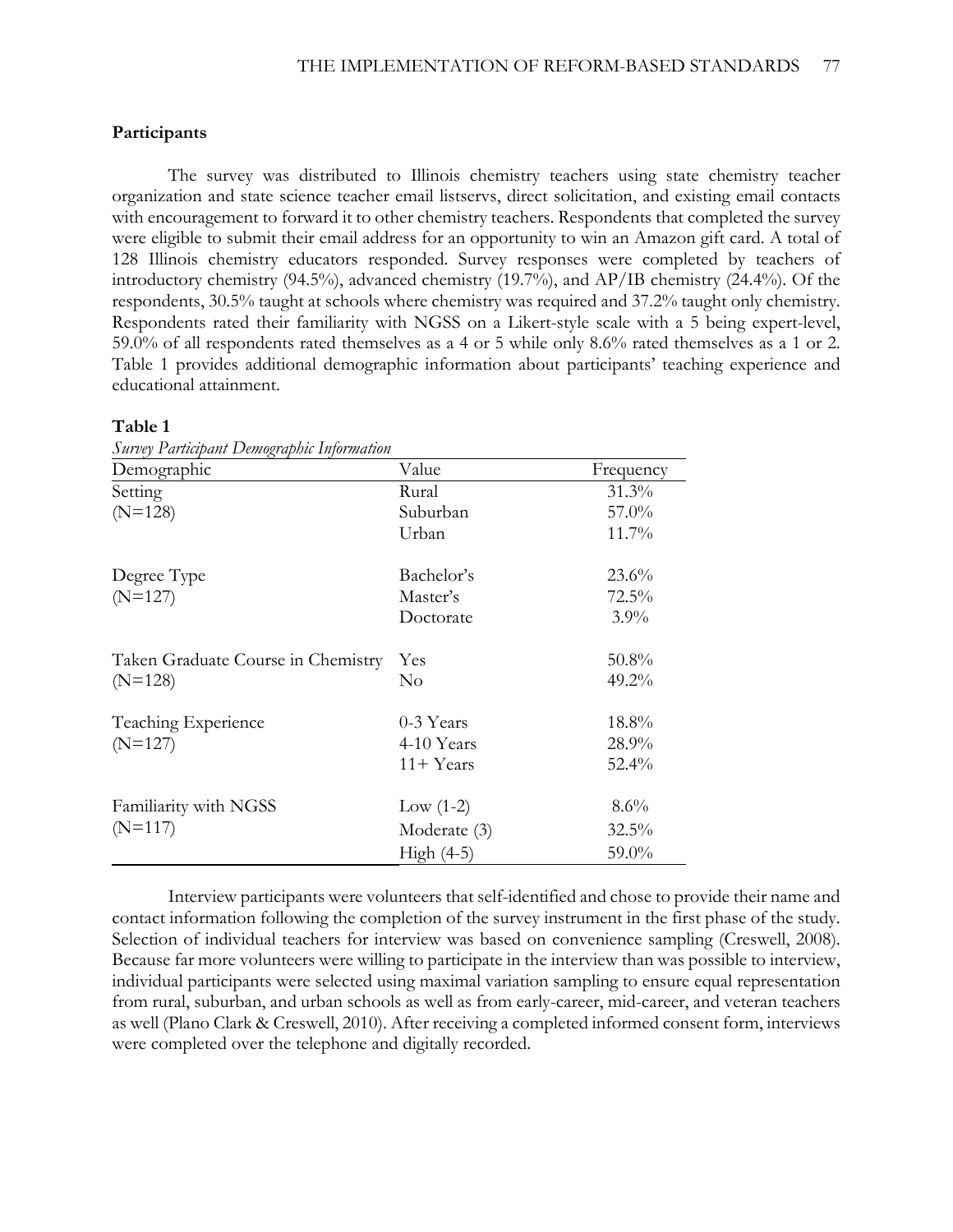## Participants

The survey was distributed to Illinois chemistry teachers using state chemistry teacher organization and state science teacher email listservs, direct solicitation, and existing email contacts with encouragement to forward it to other chemistry teachers. Respondents that completed the survey were eligible to submit their email address for an opportunity to win an Amazon gift card. A total of 128 Illinois chemistry educators responded. Survey responses were completed by teachers of introductory chemistry (94.5%), advanced chemistry (19.7%), and AP/IB chemistry (24.4%). Of the respondents, 30.5% taught at schools where chemistry was required and 37.2% taught only chemistry. Respondents rated their familiarity with NGSS on a Likert-style scale with a 5 being expert-level, 59.0% of all respondents rated themselves as a 4 or 5 while only 8.6% rated themselves as a 1 or 2. Table 1 provides additional demographic information about participants' teaching experience and educational attainment.

**Table 1**

*Survey Participant Demographic Information*

| Demographic | Value | Frequency |
|---|---|---|
| Setting | Rural | 31.3% |
| (N=128) | Suburban | 57.0% |
| | Urban | 11.7% |
| Degree Type | Bachelor's | 23.6% |
| (N=127) | Master's | 72.5% |
| | Doctorate | 3.9% |
| Taken Graduate Course in Chemistry | Yes | 50.8% |
| (N=128) | No | 49.2% |
| Teaching Experience | 0-3 Years | 18.8% |
| (N=127) | 4-10 Years | 28.9% |
| | 11+ Years | 52.4% |
| Familiarity with NGSS | Low (1-2) | 8.6% |
| (N=117) | Moderate (3) | 32.5% |
| | High (4-5) | 59.0% |

Interview participants were volunteers that self-identified and chose to provide their name and contact information following the completion of the survey instrument in the first phase of the study. Selection of individual teachers for interview was based on convenience sampling (Creswell, 2008). Because far more volunteers were willing to participate in the interview than was possible to interview, individual participants were selected using maximal variation sampling to ensure equal representation from rural, suburban, and urban schools as well as from early-career, mid-career, and veteran teachers as well (Plano Clark & Creswell, 2010). After receiving a completed informed consent form, interviews were completed over the telephone and digitally recorded.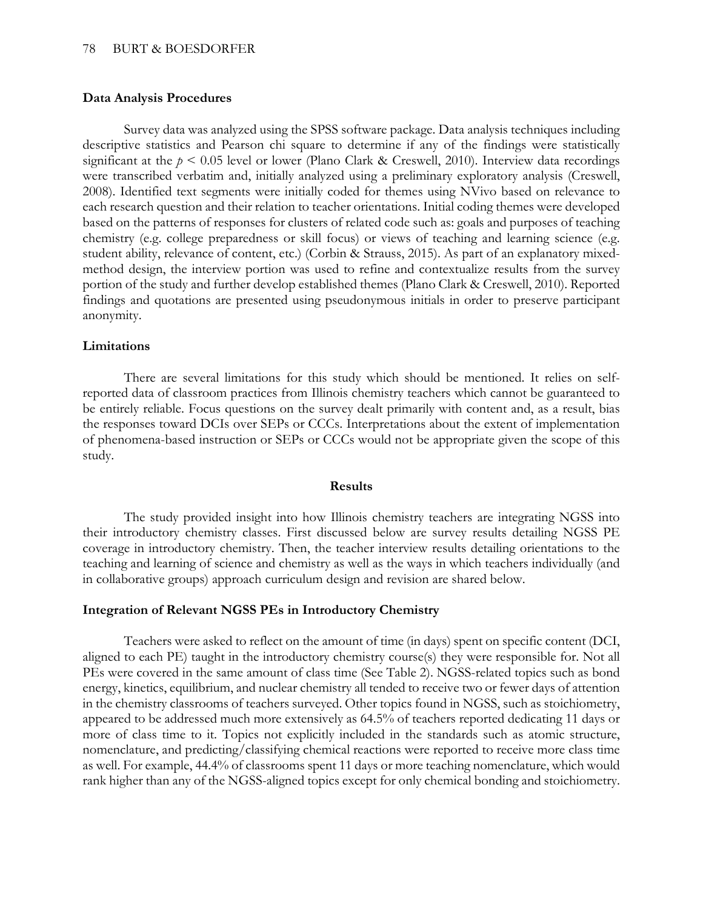### Data Analysis Procedures

Survey data was analyzed using the SPSS software package. Data analysis techniques including descriptive statistics and Pearson chi square to determine if any of the findings were statistically significant at the $p < 0.05$ level or lower (Plano Clark & Creswell, 2010). Interview data recordings were transcribed verbatim and, initially analyzed using a preliminary exploratory analysis (Creswell, 2008). Identified text segments were initially coded for themes using NVivo based on relevance to each research question and their relation to teacher orientations. Initial coding themes were developed based on the patterns of responses for clusters of related code such as: goals and purposes of teaching chemistry (e.g. college preparedness or skill focus) or views of teaching and learning science (e.g. student ability, relevance of content, etc.) (Corbin & Strauss, 2015). As part of an explanatory mixed-method design, the interview portion was used to refine and contextualize results from the survey portion of the study and further develop established themes (Plano Clark & Creswell, 2010). Reported findings and quotations are presented using pseudonymous initials in order to preserve participant anonymity.

### Limitations

There are several limitations for this study which should be mentioned. It relies on self-reported data of classroom practices from Illinois chemistry teachers which cannot be guaranteed to be entirely reliable. Focus questions on the survey dealt primarily with content and, as a result, bias the responses toward DCIs over SEPs or CCCs. Interpretations about the extent of implementation of phenomena-based instruction or SEPs or CCCs would not be appropriate given the scope of this study.

## Results

The study provided insight into how Illinois chemistry teachers are integrating NGSS into their introductory chemistry classes. First discussed below are survey results detailing NGSS PE coverage in introductory chemistry. Then, the teacher interview results detailing orientations to the teaching and learning of science and chemistry as well as the ways in which teachers individually (and in collaborative groups) approach curriculum design and revision are shared below.

### Integration of Relevant NGSS PEs in Introductory Chemistry

Teachers were asked to reflect on the amount of time (in days) spent on specific content (DCI, aligned to each PE) taught in the introductory chemistry course(s) they were responsible for. Not all PEs were covered in the same amount of class time (See Table 2). NGSS-related topics such as bond energy, kinetics, equilibrium, and nuclear chemistry all tended to receive two or fewer days of attention in the chemistry classrooms of teachers surveyed. Other topics found in NGSS, such as stoichiometry, appeared to be addressed much more extensively as 64.5% of teachers reported dedicating 11 days or more of class time to it. Topics not explicitly included in the standards such as atomic structure, nomenclature, and predicting/classifying chemical reactions were reported to receive more class time as well. For example, 44.4% of classrooms spent 11 days or more teaching nomenclature, which would rank higher than any of the NGSS-aligned topics except for only chemical bonding and stoichiometry.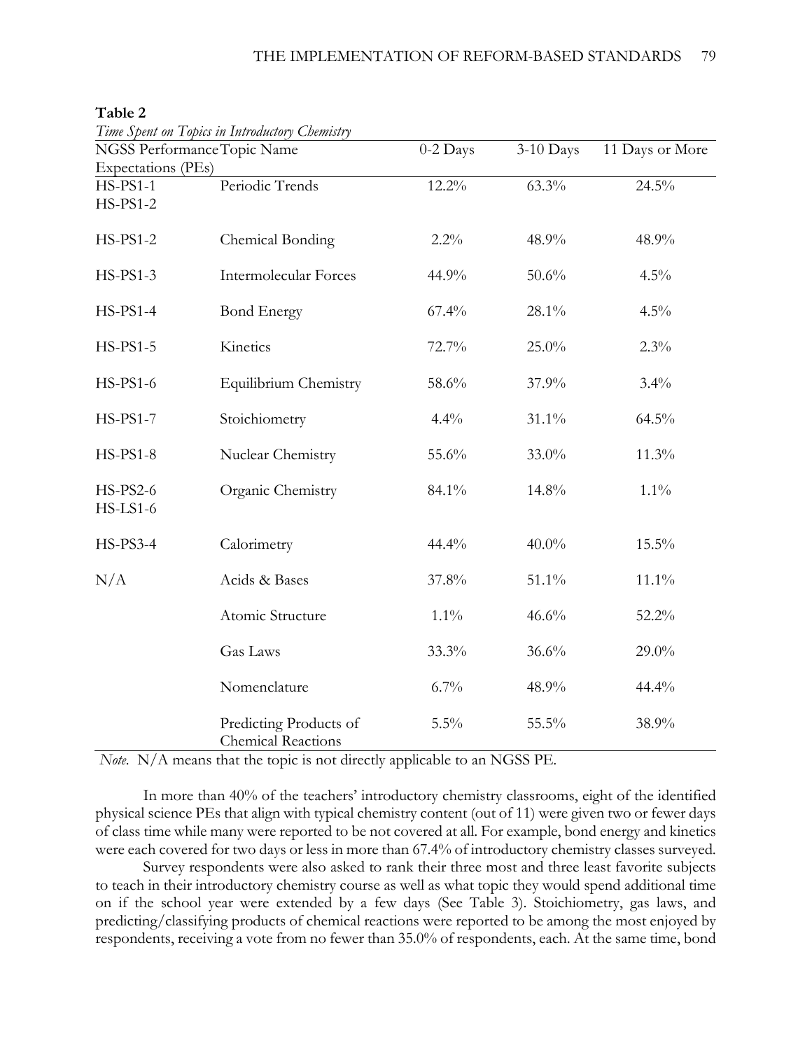**Table 2**

*Time Spent on Topics in Introductory Chemistry*

| NGSS Performance Expectations (PEs) | Topic Name | 0-2 Days | 3-10 Days | 11 Days or More |
|---|---|---|---|---|
| HS-PS1-1<br>HS-PS1-2 | Periodic Trends | 12.2% | 63.3% | 24.5% |
| HS-PS1-2 | Chemical Bonding | 2.2% | 48.9% | 48.9% |
| HS-PS1-3 | Intermolecular Forces | 44.9% | 50.6% | 4.5% |
| HS-PS1-4 | Bond Energy | 67.4% | 28.1% | 4.5% |
| HS-PS1-5 | Kinetics | 72.7% | 25.0% | 2.3% |
| HS-PS1-6 | Equilibrium Chemistry | 58.6% | 37.9% | 3.4% |
| HS-PS1-7 | Stoichiometry | 4.4% | 31.1% | 64.5% |
| HS-PS1-8 | Nuclear Chemistry | 55.6% | 33.0% | 11.3% |
| HS-PS2-6<br>HS-LS1-6 | Organic Chemistry | 84.1% | 14.8% | 1.1% |
| HS-PS3-4 | Calorimetry | 44.4% | 40.0% | 15.5% |
| N/A | Acids & Bases | 37.8% | 51.1% | 11.1% |
| | Atomic Structure | 1.1% | 46.6% | 52.2% |
| | Gas Laws | 33.3% | 36.6% | 29.0% |
| | Nomenclature | 6.7% | 48.9% | 44.4% |
| | Predicting Products of Chemical Reactions | 5.5% | 55.5% | 38.9% |

*Note.* N/A means that the topic is not directly applicable to an NGSS PE.

In more than 40% of the teachers' introductory chemistry classrooms, eight of the identified physical science PEs that align with typical chemistry content (out of 11) were given two or fewer days of class time while many were reported to be not covered at all. For example, bond energy and kinetics were each covered for two days or less in more than 67.4% of introductory chemistry classes surveyed.

Survey respondents were also asked to rank their three most and three least favorite subjects to teach in their introductory chemistry course as well as what topic they would spend additional time on if the school year were extended by a few days (See Table 3). Stoichiometry, gas laws, and predicting/classifying products of chemical reactions were reported to be among the most enjoyed by respondents, receiving a vote from no fewer than 35.0% of respondents, each. At the same time, bond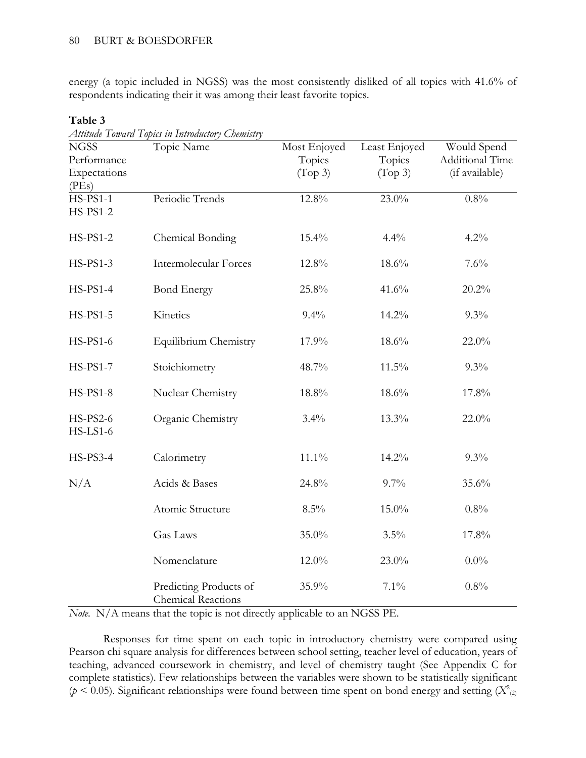energy (a topic included in NGSS) was the most consistently disliked of all topics with 41.6% of respondents indicating their it was among their least favorite topics.

**Table 3**

*Attitude Toward Topics in Introductory Chemistry*

| NGSS Performance Expectations (PEs) | Topic Name | Most Enjoyed Topics (Top 3) | Least Enjoyed Topics (Top 3) | Would Spend Additional Time (if available) |
|---|---|---|---|---|
| HS-PS1-1 HS-PS1-2 | Periodic Trends | 12.8% | 23.0% | 0.8% |
| HS-PS1-2 | Chemical Bonding | 15.4% | 4.4% | 4.2% |
| HS-PS1-3 | Intermolecular Forces | 12.8% | 18.6% | 7.6% |
| HS-PS1-4 | Bond Energy | 25.8% | 41.6% | 20.2% |
| HS-PS1-5 | Kinetics | 9.4% | 14.2% | 9.3% |
| HS-PS1-6 | Equilibrium Chemistry | 17.9% | 18.6% | 22.0% |
| HS-PS1-7 | Stoichiometry | 48.7% | 11.5% | 9.3% |
| HS-PS1-8 | Nuclear Chemistry | 18.8% | 18.6% | 17.8% |
| HS-PS2-6 HS-LS1-6 | Organic Chemistry | 3.4% | 13.3% | 22.0% |
| HS-PS3-4 | Calorimetry | 11.1% | 14.2% | 9.3% |
| N/A | Acids & Bases | 24.8% | 9.7% | 35.6% |
| | Atomic Structure | 8.5% | 15.0% | 0.8% |
| | Gas Laws | 35.0% | 3.5% | 17.8% |
| | Nomenclature | 12.0% | 23.0% | 0.0% |
| | Predicting Products of Chemical Reactions | 35.9% | 7.1% | 0.8% |

*Note.* N/A means that the topic is not directly applicable to an NGSS PE.

Responses for time spent on each topic in introductory chemistry were compared using Pearson chi square analysis for differences between school setting, teacher level of education, years of teaching, advanced coursework in chemistry, and level of chemistry taught (See Appendix C for complete statistics). Few relationships between the variables were shown to be statistically significant ($p < 0.05$). Significant relationships were found between time spent on bond energy and setting ($X^2_{(2)}$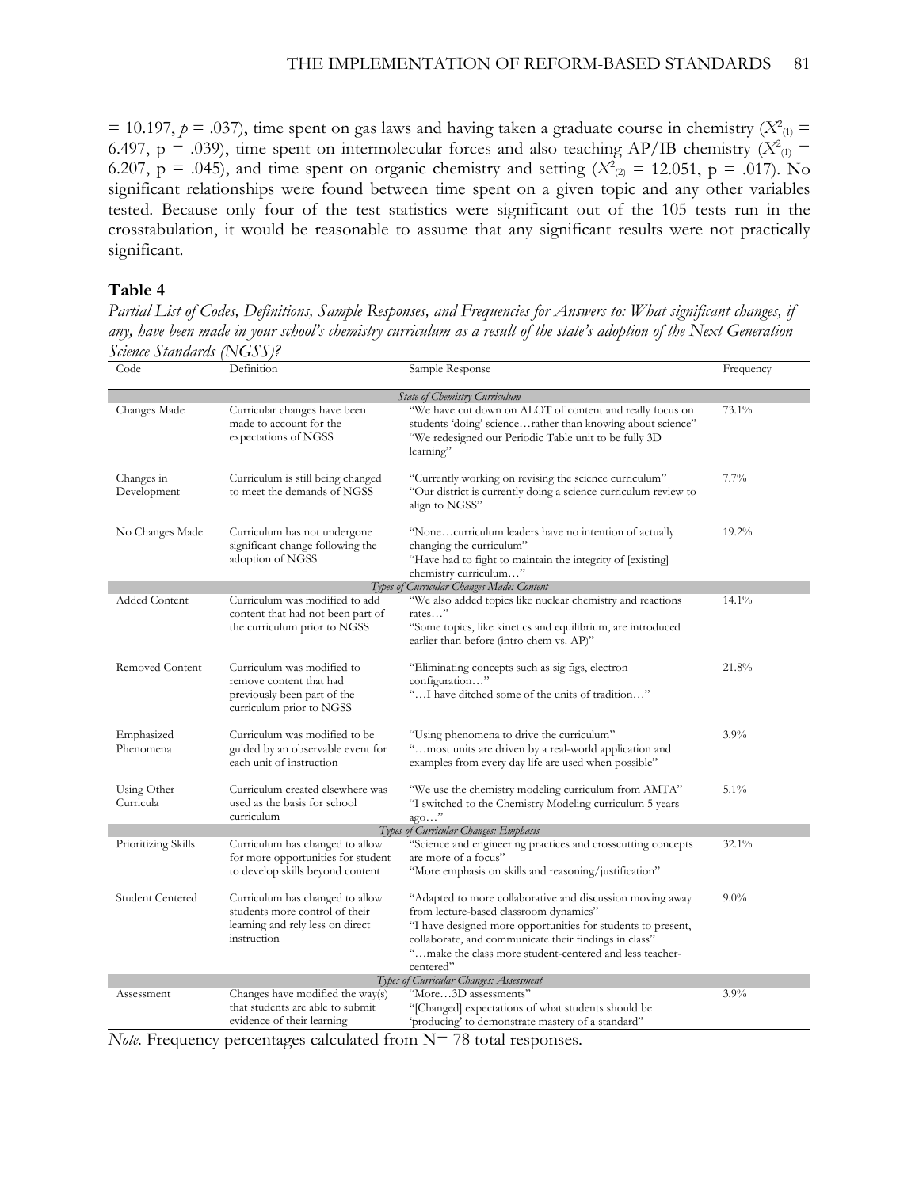= 10.197, $p$ = .037), time spent on gas laws and having taken a graduate course in chemistry ($X^2_{(1)}$ = 6.497, p = .039), time spent on intermolecular forces and also teaching AP/IB chemistry ($X^2_{(1)}$ = 6.207, p = .045), and time spent on organic chemistry and setting ($X^2_{(2)}$ = 12.051, p = .017). No significant relationships were found between time spent on a given topic and any other variables tested. Because only four of the test statistics were significant out of the 105 tests run in the crosstabulation, it would be reasonable to assume that any significant results were not practically significant.

**Table 4**

*Partial List of Codes, Definitions, Sample Responses, and Frequencies for Answers to: What significant changes, if any, have been made in your school's chemistry curriculum as a result of the state's adoption of the Next Generation Science Standards (NGSS)?*

| Code | Definition | Sample Response | Frequency |
|---|---|---|---|
| | | *State of Chemistry Curriculum* | |
| Changes Made | Curricular changes have been made to account for the expectations of NGSS | "We have cut down on ALOT of content and really focus on students 'doing' science…rather than knowing about science" "We redesigned our Periodic Table unit to be fully 3D learning" | 73.1% |
| Changes in Development | Curriculum is still being changed to meet the demands of NGSS | "Currently working on revising the science curriculum" "Our district is currently doing a science curriculum review to align to NGSS" | 7.7% |
| No Changes Made | Curriculum has not undergone significant change following the adoption of NGSS | "None…curriculum leaders have no intention of actually changing the curriculum" "Have had to fight to maintain the integrity of [existing] chemistry curriculum…" | 19.2% |
| | | *Types of Curricular Changes Made: Content* | |
| Added Content | Curriculum was modified to add content that had not been part of the curriculum prior to NGSS | "We also added topics like nuclear chemistry and reactions rates…" "Some topics, like kinetics and equilibrium, are introduced earlier than before (intro chem vs. AP)" | 14.1% |
| Removed Content | Curriculum was modified to remove content that had previously been part of the curriculum prior to NGSS | "Eliminating concepts such as sig figs, electron configuration…" "…I have ditched some of the units of tradition…" | 21.8% |
| Emphasized Phenomena | Curriculum was modified to be guided by an observable event for each unit of instruction | "Using phenomena to drive the curriculum" "…most units are driven by a real-world application and examples from every day life are used when possible" | 3.9% |
| Using Other Curricula | Curriculum created elsewhere was used as the basis for school curriculum | "We use the chemistry modeling curriculum from AMTA" "I switched to the Chemistry Modeling curriculum 5 years ago…" | 5.1% |
| | | *Types of Curricular Changes: Emphasis* | |
| Prioritizing Skills | Curriculum has changed to allow for more opportunities for student to develop skills beyond content | "Science and engineering practices and crosscutting concepts are more of a focus" "More emphasis on skills and reasoning/justification" | 32.1% |
| Student Centered | Curriculum has changed to allow students more control of their learning and rely less on direct instruction | "Adapted to more collaborative and discussion moving away from lecture-based classroom dynamics" "I have designed more opportunities for students to present, collaborate, and communicate their findings in class" "…make the class more student-centered and less teacher-centered" | 9.0% |
| | | *Types of Curricular Changes: Assessment* | |
| Assessment | Changes have modified the way(s) that students are able to submit evidence of their learning | "More…3D assessments" "[Changed] expectations of what students should be 'producing' to demonstrate mastery of a standard" | 3.9% |

*Note.* Frequency percentages calculated from N= 78 total responses.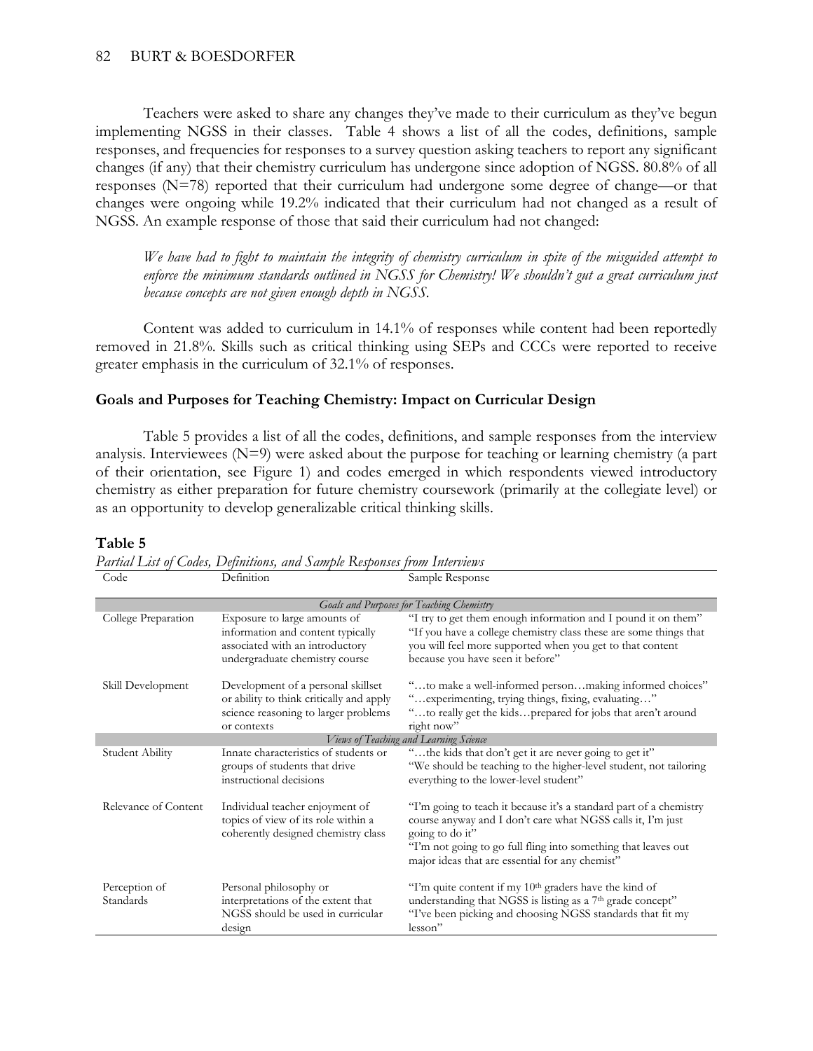Teachers were asked to share any changes they've made to their curriculum as they've begun implementing NGSS in their classes. Table 4 shows a list of all the codes, definitions, sample responses, and frequencies for responses to a survey question asking teachers to report any significant changes (if any) that their chemistry curriculum has undergone since adoption of NGSS. 80.8% of all responses (N=78) reported that their curriculum had undergone some degree of change—or that changes were ongoing while 19.2% indicated that their curriculum had not changed as a result of NGSS. An example response of those that said their curriculum had not changed:

> *We have had to fight to maintain the integrity of chemistry curriculum in spite of the misguided attempt to enforce the minimum standards outlined in NGSS for Chemistry! We shouldn't gut a great curriculum just because concepts are not given enough depth in NGSS.*

Content was added to curriculum in 14.1% of responses while content had been reportedly removed in 21.8%. Skills such as critical thinking using SEPs and CCCs were reported to receive greater emphasis in the curriculum of 32.1% of responses.

## Goals and Purposes for Teaching Chemistry: Impact on Curricular Design

Table 5 provides a list of all the codes, definitions, and sample responses from the interview analysis. Interviewees (N=9) were asked about the purpose for teaching or learning chemistry (a part of their orientation, see Figure 1) and codes emerged in which respondents viewed introductory chemistry as either preparation for future chemistry coursework (primarily at the collegiate level) or as an opportunity to develop generalizable critical thinking skills.

**Table 5**

*Partial List of Codes, Definitions, and Sample Responses from Interviews*

| Code | Definition | Sample Response |
|---|---|---|
| | *Goals and Purposes for Teaching Chemistry* | |
| College Preparation | Exposure to large amounts of information and content typically associated with an introductory undergraduate chemistry course | "I try to get them enough information and I pound it on them" "If you have a college chemistry class these are some things that you will feel more supported when you get to that content because you have seen it before" |
| Skill Development | Development of a personal skillset or ability to think critically and apply science reasoning to larger problems or contexts | "…to make a well-informed person…making informed choices" "…experimenting, trying things, fixing, evaluating…" "…to really get the kids…prepared for jobs that aren't around right now" |
| | *Views of Teaching and Learning Science* | |
| Student Ability | Innate characteristics of students or groups of students that drive instructional decisions | "…the kids that don't get it are never going to get it" "We should be teaching to the higher-level student, not tailoring everything to the lower-level student" |
| Relevance of Content | Individual teacher enjoyment of topics of view of its role within a coherently designed chemistry class | "I'm going to teach it because it's a standard part of a chemistry course anyway and I don't care what NGSS calls it, I'm just going to do it" "I'm not going to go full fling into something that leaves out major ideas that are essential for any chemist" |
| Perception of Standards | Personal philosophy or interpretations of the extent that NGSS should be used in curricular design | "I'm quite content if my 10th graders have the kind of understanding that NGSS is listing as a 7th grade concept" "I've been picking and choosing NGSS standards that fit my lesson" |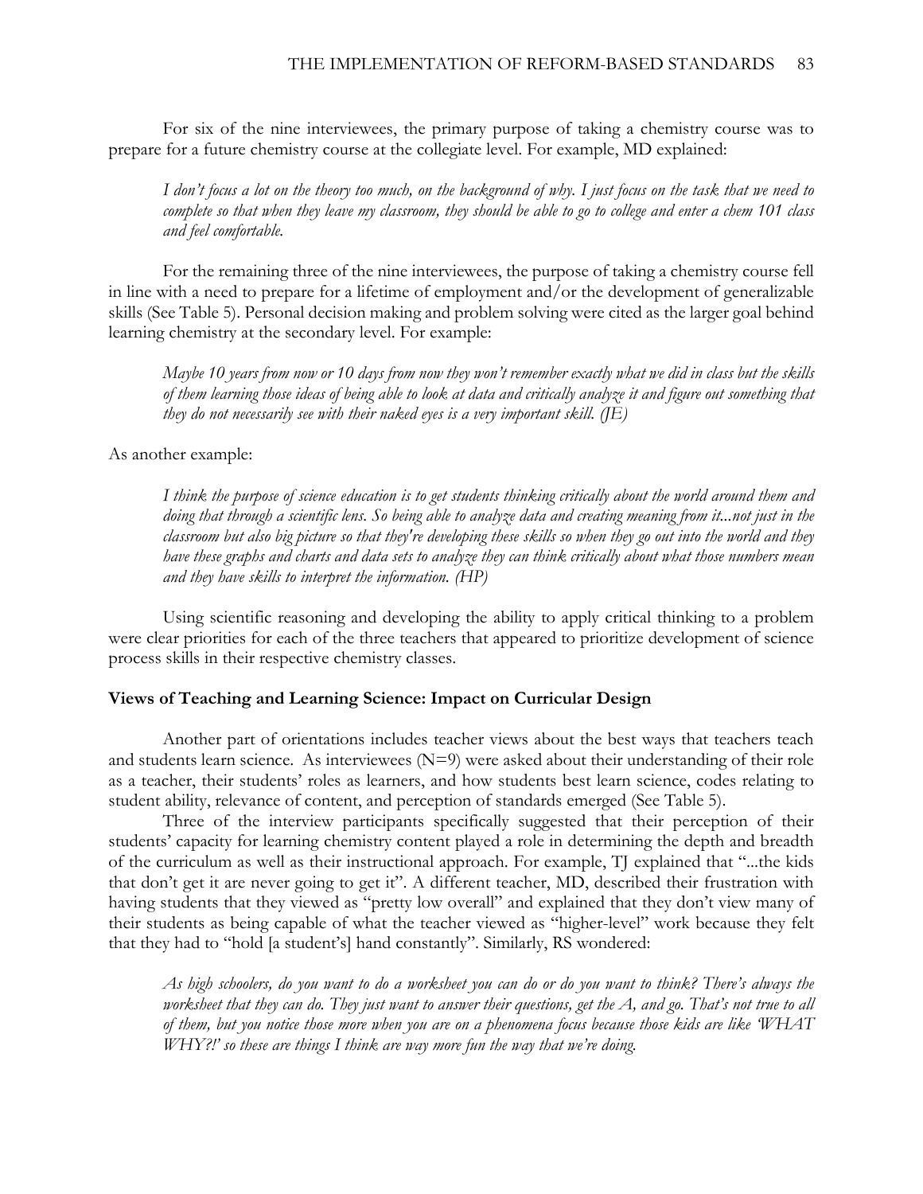For six of the nine interviewees, the primary purpose of taking a chemistry course was to prepare for a future chemistry course at the collegiate level. For example, MD explained:

> *I don't focus a lot on the theory too much, on the background of why. I just focus on the task that we need to complete so that when they leave my classroom, they should be able to go to college and enter a chem 101 class and feel comfortable.*

For the remaining three of the nine interviewees, the purpose of taking a chemistry course fell in line with a need to prepare for a lifetime of employment and/or the development of generalizable skills (See Table 5). Personal decision making and problem solving were cited as the larger goal behind learning chemistry at the secondary level. For example:

> *Maybe 10 years from now or 10 days from now they won't remember exactly what we did in class but the skills of them learning those ideas of being able to look at data and critically analyze it and figure out something that they do not necessarily see with their naked eyes is a very important skill. (JE)*

As another example:

> *I think the purpose of science education is to get students thinking critically about the world around them and doing that through a scientific lens. So being able to analyze data and creating meaning from it...not just in the classroom but also big picture so that they're developing these skills so when they go out into the world and they have these graphs and charts and data sets to analyze they can think critically about what those numbers mean and they have skills to interpret the information. (HP)*

Using scientific reasoning and developing the ability to apply critical thinking to a problem were clear priorities for each of the three teachers that appeared to prioritize development of science process skills in their respective chemistry classes.

**Views of Teaching and Learning Science: Impact on Curricular Design**

Another part of orientations includes teacher views about the best ways that teachers teach and students learn science. As interviewees (N=9) were asked about their understanding of their role as a teacher, their students' roles as learners, and how students best learn science, codes relating to student ability, relevance of content, and perception of standards emerged (See Table 5).

Three of the interview participants specifically suggested that their perception of their students' capacity for learning chemistry content played a role in determining the depth and breadth of the curriculum as well as their instructional approach. For example, TJ explained that "...the kids that don't get it are never going to get it". A different teacher, MD, described their frustration with having students that they viewed as "pretty low overall" and explained that they don't view many of their students as being capable of what the teacher viewed as "higher-level" work because they felt that they had to "hold [a student's] hand constantly". Similarly, RS wondered:

> *As high schoolers, do you want to do a worksheet you can do or do you want to think? There's always the worksheet that they can do. They just want to answer their questions, get the A, and go. That's not true to all of them, but you notice those more when you are on a phenomena focus because those kids are like 'WHAT WHY?!' so these are things I think are way more fun the way that we're doing.*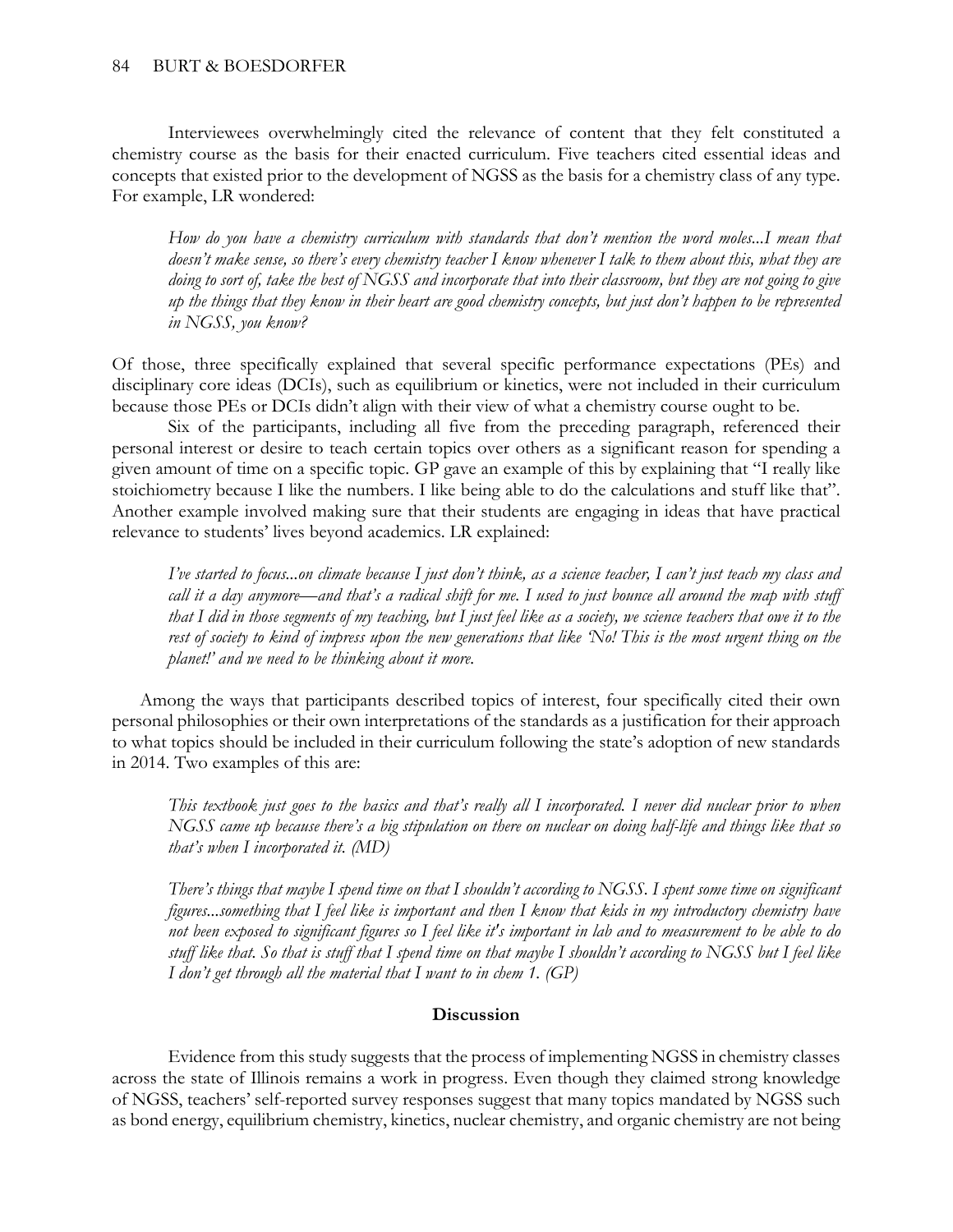Interviewees overwhelmingly cited the relevance of content that they felt constituted a chemistry course as the basis for their enacted curriculum. Five teachers cited essential ideas and concepts that existed prior to the development of NGSS as the basis for a chemistry class of any type. For example, LR wondered:

> *How do you have a chemistry curriculum with standards that don't mention the word moles...I mean that doesn't make sense, so there's every chemistry teacher I know whenever I talk to them about this, what they are doing to sort of, take the best of NGSS and incorporate that into their classroom, but they are not going to give up the things that they know in their heart are good chemistry concepts, but just don't happen to be represented in NGSS, you know?*

Of those, three specifically explained that several specific performance expectations (PEs) and disciplinary core ideas (DCIs), such as equilibrium or kinetics, were not included in their curriculum because those PEs or DCIs didn't align with their view of what a chemistry course ought to be.

Six of the participants, including all five from the preceding paragraph, referenced their personal interest or desire to teach certain topics over others as a significant reason for spending a given amount of time on a specific topic. GP gave an example of this by explaining that "I really like stoichiometry because I like the numbers. I like being able to do the calculations and stuff like that". Another example involved making sure that their students are engaging in ideas that have practical relevance to students' lives beyond academics. LR explained:

> *I've started to focus...on climate because I just don't think, as a science teacher, I can't just teach my class and call it a day anymore—and that's a radical shift for me. I used to just bounce all around the map with stuff that I did in those segments of my teaching, but I just feel like as a society, we science teachers that owe it to the rest of society to kind of impress upon the new generations that like 'No! This is the most urgent thing on the planet!' and we need to be thinking about it more.*

Among the ways that participants described topics of interest, four specifically cited their own personal philosophies or their own interpretations of the standards as a justification for their approach to what topics should be included in their curriculum following the state's adoption of new standards in 2014. Two examples of this are:

> *This textbook just goes to the basics and that's really all I incorporated. I never did nuclear prior to when NGSS came up because there's a big stipulation on there on nuclear on doing half-life and things like that so that's when I incorporated it. (MD)*

> *There's things that maybe I spend time on that I shouldn't according to NGSS. I spent some time on significant figures...something that I feel like is important and then I know that kids in my introductory chemistry have not been exposed to significant figures so I feel like it's important in lab and to measurement to be able to do stuff like that. So that is stuff that I spend time on that maybe I shouldn't according to NGSS but I feel like I don't get through all the material that I want to in chem 1. (GP)*

## Discussion

Evidence from this study suggests that the process of implementing NGSS in chemistry classes across the state of Illinois remains a work in progress. Even though they claimed strong knowledge of NGSS, teachers' self-reported survey responses suggest that many topics mandated by NGSS such as bond energy, equilibrium chemistry, kinetics, nuclear chemistry, and organic chemistry are not being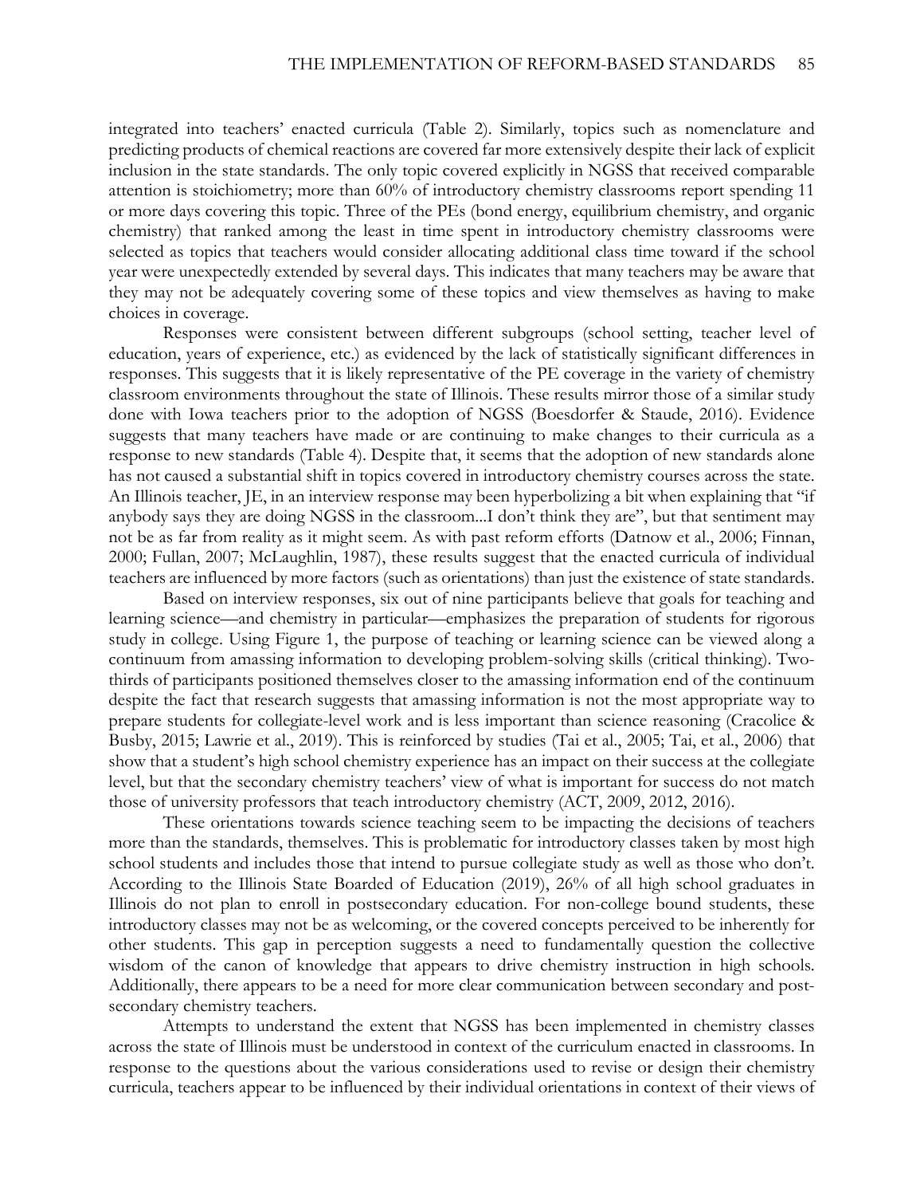integrated into teachers' enacted curricula (Table 2). Similarly, topics such as nomenclature and predicting products of chemical reactions are covered far more extensively despite their lack of explicit inclusion in the state standards. The only topic covered explicitly in NGSS that received comparable attention is stoichiometry; more than 60% of introductory chemistry classrooms report spending 11 or more days covering this topic. Three of the PEs (bond energy, equilibrium chemistry, and organic chemistry) that ranked among the least in time spent in introductory chemistry classrooms were selected as topics that teachers would consider allocating additional class time toward if the school year were unexpectedly extended by several days. This indicates that many teachers may be aware that they may not be adequately covering some of these topics and view themselves as having to make choices in coverage.

Responses were consistent between different subgroups (school setting, teacher level of education, years of experience, etc.) as evidenced by the lack of statistically significant differences in responses. This suggests that it is likely representative of the PE coverage in the variety of chemistry classroom environments throughout the state of Illinois. These results mirror those of a similar study done with Iowa teachers prior to the adoption of NGSS (Boesdorfer & Staude, 2016). Evidence suggests that many teachers have made or are continuing to make changes to their curricula as a response to new standards (Table 4). Despite that, it seems that the adoption of new standards alone has not caused a substantial shift in topics covered in introductory chemistry courses across the state. An Illinois teacher, JE, in an interview response may been hyperbolizing a bit when explaining that "if anybody says they are doing NGSS in the classroom...I don't think they are", but that sentiment may not be as far from reality as it might seem. As with past reform efforts (Datnow et al., 2006; Finnan, 2000; Fullan, 2007; McLaughlin, 1987), these results suggest that the enacted curricula of individual teachers are influenced by more factors (such as orientations) than just the existence of state standards.

Based on interview responses, six out of nine participants believe that goals for teaching and learning science—and chemistry in particular—emphasizes the preparation of students for rigorous study in college. Using Figure 1, the purpose of teaching or learning science can be viewed along a continuum from amassing information to developing problem-solving skills (critical thinking). Two-thirds of participants positioned themselves closer to the amassing information end of the continuum despite the fact that research suggests that amassing information is not the most appropriate way to prepare students for collegiate-level work and is less important than science reasoning (Cracolice & Busby, 2015; Lawrie et al., 2019). This is reinforced by studies (Tai et al., 2005; Tai, et al., 2006) that show that a student's high school chemistry experience has an impact on their success at the collegiate level, but that the secondary chemistry teachers' view of what is important for success do not match those of university professors that teach introductory chemistry (ACT, 2009, 2012, 2016).

These orientations towards science teaching seem to be impacting the decisions of teachers more than the standards, themselves. This is problematic for introductory classes taken by most high school students and includes those that intend to pursue collegiate study as well as those who don't. According to the Illinois State Boarded of Education (2019), 26% of all high school graduates in Illinois do not plan to enroll in postsecondary education. For non-college bound students, these introductory classes may not be as welcoming, or the covered concepts perceived to be inherently for other students. This gap in perception suggests a need to fundamentally question the collective wisdom of the canon of knowledge that appears to drive chemistry instruction in high schools. Additionally, there appears to be a need for more clear communication between secondary and post-secondary chemistry teachers.

Attempts to understand the extent that NGSS has been implemented in chemistry classes across the state of Illinois must be understood in context of the curriculum enacted in classrooms. In response to the questions about the various considerations used to revise or design their chemistry curricula, teachers appear to be influenced by their individual orientations in context of their views of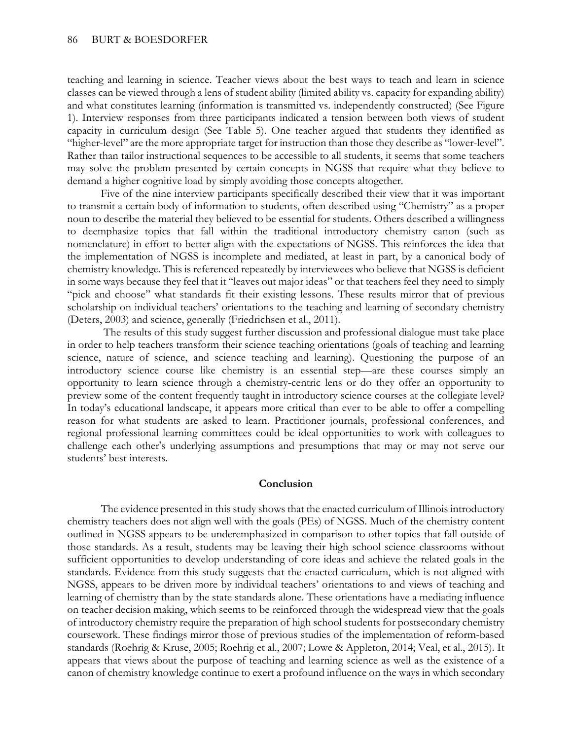teaching and learning in science. Teacher views about the best ways to teach and learn in science classes can be viewed through a lens of student ability (limited ability vs. capacity for expanding ability) and what constitutes learning (information is transmitted vs. independently constructed) (See Figure 1). Interview responses from three participants indicated a tension between both views of student capacity in curriculum design (See Table 5). One teacher argued that students they identified as "higher-level" are the more appropriate target for instruction than those they describe as "lower-level". Rather than tailor instructional sequences to be accessible to all students, it seems that some teachers may solve the problem presented by certain concepts in NGSS that require what they believe to demand a higher cognitive load by simply avoiding those concepts altogether.

Five of the nine interview participants specifically described their view that it was important to transmit a certain body of information to students, often described using "Chemistry" as a proper noun to describe the material they believed to be essential for students. Others described a willingness to deemphasize topics that fall within the traditional introductory chemistry canon (such as nomenclature) in effort to better align with the expectations of NGSS. This reinforces the idea that the implementation of NGSS is incomplete and mediated, at least in part, by a canonical body of chemistry knowledge. This is referenced repeatedly by interviewees who believe that NGSS is deficient in some ways because they feel that it "leaves out major ideas" or that teachers feel they need to simply "pick and choose" what standards fit their existing lessons. These results mirror that of previous scholarship on individual teachers' orientations to the teaching and learning of secondary chemistry (Deters, 2003) and science, generally (Friedrichsen et al., 2011).

The results of this study suggest further discussion and professional dialogue must take place in order to help teachers transform their science teaching orientations (goals of teaching and learning science, nature of science, and science teaching and learning). Questioning the purpose of an introductory science course like chemistry is an essential step—are these courses simply an opportunity to learn science through a chemistry-centric lens or do they offer an opportunity to preview some of the content frequently taught in introductory science courses at the collegiate level? In today's educational landscape, it appears more critical than ever to be able to offer a compelling reason for what students are asked to learn. Practitioner journals, professional conferences, and regional professional learning committees could be ideal opportunities to work with colleagues to challenge each other's underlying assumptions and presumptions that may or may not serve our students' best interests.

## Conclusion

The evidence presented in this study shows that the enacted curriculum of Illinois introductory chemistry teachers does not align well with the goals (PEs) of NGSS. Much of the chemistry content outlined in NGSS appears to be underemphasized in comparison to other topics that fall outside of those standards. As a result, students may be leaving their high school science classrooms without sufficient opportunities to develop understanding of core ideas and achieve the related goals in the standards. Evidence from this study suggests that the enacted curriculum, which is not aligned with NGSS, appears to be driven more by individual teachers' orientations to and views of teaching and learning of chemistry than by the state standards alone. These orientations have a mediating influence on teacher decision making, which seems to be reinforced through the widespread view that the goals of introductory chemistry require the preparation of high school students for postsecondary chemistry coursework. These findings mirror those of previous studies of the implementation of reform-based standards (Roehrig & Kruse, 2005; Roehrig et al., 2007; Lowe & Appleton, 2014; Veal, et al., 2015). It appears that views about the purpose of teaching and learning science as well as the existence of a canon of chemistry knowledge continue to exert a profound influence on the ways in which secondary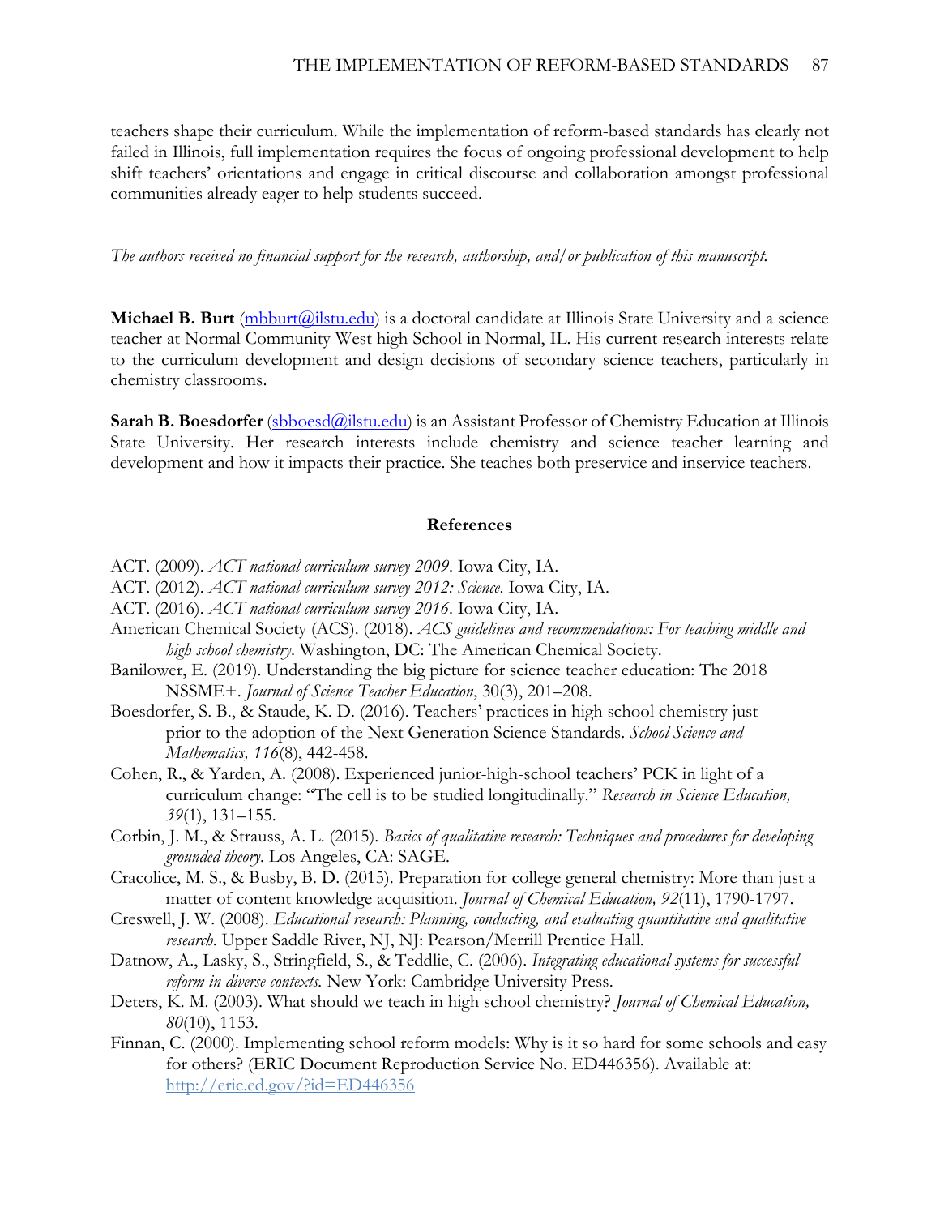teachers shape their curriculum. While the implementation of reform-based standards has clearly not failed in Illinois, full implementation requires the focus of ongoing professional development to help shift teachers' orientations and engage in critical discourse and collaboration amongst professional communities already eager to help students succeed.

*The authors received no financial support for the research, authorship, and/or publication of this manuscript.*

**Michael B. Burt** (mbburt@ilstu.edu) is a doctoral candidate at Illinois State University and a science teacher at Normal Community West high School in Normal, IL. His current research interests relate to the curriculum development and design decisions of secondary science teachers, particularly in chemistry classrooms.

**Sarah B. Boesdorfer** (sbboesd@ilstu.edu) is an Assistant Professor of Chemistry Education at Illinois State University. Her research interests include chemistry and science teacher learning and development and how it impacts their practice. She teaches both preservice and inservice teachers.

## References

ACT. (2009). *ACT national curriculum survey 2009*. Iowa City, IA.

ACT. (2012). *ACT national curriculum survey 2012: Science*. Iowa City, IA.

ACT. (2016). *ACT national curriculum survey 2016*. Iowa City, IA.

American Chemical Society (ACS). (2018). *ACS guidelines and recommendations: For teaching middle and high school chemistry*. Washington, DC: The American Chemical Society.

Banilower, E. (2019). Understanding the big picture for science teacher education: The 2018 NSSME+. *Journal of Science Teacher Education*, 30(3), 201–208.

Boesdorfer, S. B., & Staude, K. D. (2016). Teachers' practices in high school chemistry just prior to the adoption of the Next Generation Science Standards. *School Science and Mathematics, 116*(8), 442-458.

Cohen, R., & Yarden, A. (2008). Experienced junior-high-school teachers' PCK in light of a curriculum change: "The cell is to be studied longitudinally." *Research in Science Education, 39*(1), 131–155.

Corbin, J. M., & Strauss, A. L. (2015). *Basics of qualitative research: Techniques and procedures for developing grounded theory.* Los Angeles, CA: SAGE.

Cracolice, M. S., & Busby, B. D. (2015). Preparation for college general chemistry: More than just a matter of content knowledge acquisition. *Journal of Chemical Education, 92*(11), 1790-1797.

Creswell, J. W. (2008). *Educational research: Planning, conducting, and evaluating quantitative and qualitative research.* Upper Saddle River, NJ, NJ: Pearson/Merrill Prentice Hall.

Datnow, A., Lasky, S., Stringfield, S., & Teddlie, C. (2006). *Integrating educational systems for successful reform in diverse contexts.* New York: Cambridge University Press.

Deters, K. M. (2003). What should we teach in high school chemistry? *Journal of Chemical Education, 80*(10), 1153.

Finnan, C. (2000). Implementing school reform models: Why is it so hard for some schools and easy for others? (ERIC Document Reproduction Service No. ED446356). Available at: http://eric.ed.gov/?id=ED446356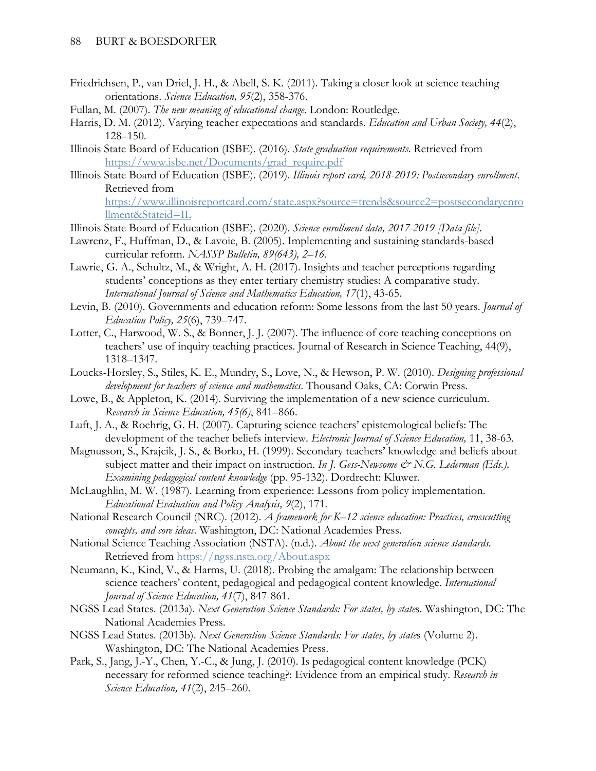Friedrichsen, P., van Driel, J. H., & Abell, S. K. (2011). Taking a closer look at science teaching orientations. *Science Education, 95*(2), 358-376.

Fullan, M. (2007). *The new meaning of educational change*. London: Routledge.

Harris, D. M. (2012). Varying teacher expectations and standards. *Education and Urban Society, 44*(2), 128–150.

Illinois State Board of Education (ISBE). (2016). *State graduation requirements*. Retrieved from https://www.isbe.net/Documents/grad_require.pdf

Illinois State Board of Education (ISBE). (2019). *Illinois report card, 2018-2019: Postsecondary enrollment*. Retrieved from https://www.illinoisreportcard.com/state.aspx?source=trends&source2=postsecondaryenrollment&Stateid=IL

Illinois State Board of Education (ISBE). (2020). *Science enrollment data, 2017-2019 [Data file]*.

Lawrenz, F., Huffman, D., & Lavoie, B. (2005). Implementing and sustaining standards-based curricular reform. *NASSP Bulletin, 89(643), 2–16*.

Lawrie, G. A., Schultz, M., & Wright, A. H. (2017). Insights and teacher perceptions regarding students' conceptions as they enter tertiary chemistry studies: A comparative study. *International Journal of Science and Mathematics Education, 17*(1), 43-65.

Levin, B. (2010). Governments and education reform: Some lessons from the last 50 years. *Journal of Education Policy, 25*(6), 739–747.

Lotter, C., Harwood, W. S., & Bonner, J. J. (2007). The influence of core teaching conceptions on teachers' use of inquiry teaching practices. Journal of Research in Science Teaching, 44(9), 1318–1347.

Loucks-Horsley, S., Stiles, K. E., Mundry, S., Love, N., & Hewson, P. W. (2010). *Designing professional development for teachers of science and mathematics*. Thousand Oaks, CA: Corwin Press.

Lowe, B., & Appleton, K. (2014). Surviving the implementation of a new science curriculum. *Research in Science Education, 45(6)*, 841–866.

Luft, J. A., & Roehrig, G. H. (2007). Capturing science teachers' epistemological beliefs: The development of the teacher beliefs interview. *Electronic Journal of Science Education,* 11, 38-63.

Magnusson, S., Krajcik, J. S., & Borko, H. (1999). Secondary teachers' knowledge and beliefs about subject matter and their impact on instruction. *In J. Gess-Newsome & N.G. Lederman (Eds.), Examining pedagogical content knowledge* (pp. 95-132). Dordrecht: Kluwer.

McLaughlin, M. W. (1987). Learning from experience: Lessons from policy implementation. *Educational Evaluation and Policy Analysis, 9*(2), 171.

National Research Council (NRC). (2012). *A framework for K–12 science education: Practices, crosscutting concepts, and core ideas*. Washington, DC: National Academies Press.

National Science Teaching Association (NSTA). (n.d.). *About the next generation science standards*. Retrieved from https://ngss.nsta.org/About.aspx

Neumann, K., Kind, V., & Harms, U. (2018). Probing the amalgam: The relationship between science teachers' content, pedagogical and pedagogical content knowledge. *International Journal of Science Education, 41*(7), 847-861.

NGSS Lead States. (2013a). *Next Generation Science Standards: For states, by state*s. Washington, DC: The National Academies Press.

NGSS Lead States. (2013b). *Next Generation Science Standards: For states, by state*s (Volume 2). Washington, DC: The National Academies Press.

Park, S., Jang, J.-Y., Chen, Y.-C., & Jung, J. (2010). Is pedagogical content knowledge (PCK) necessary for reformed science teaching?: Evidence from an empirical study. *Research in Science Education, 41*(2), 245–260.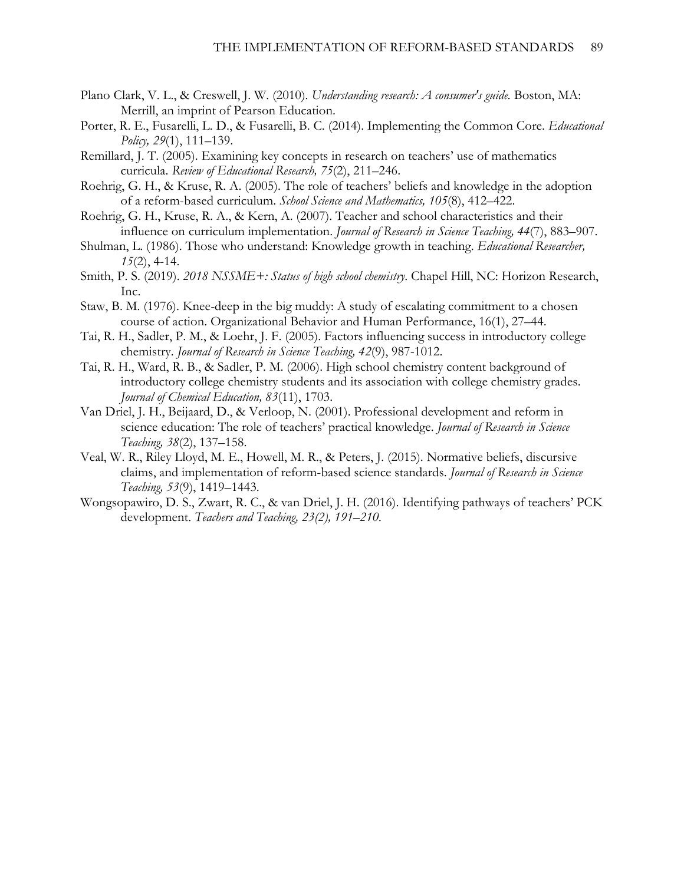Plano Clark, V. L., & Creswell, J. W. (2010). *Understanding research: A consumer's guide.* Boston, MA: Merrill, an imprint of Pearson Education.

Porter, R. E., Fusarelli, L. D., & Fusarelli, B. C. (2014). Implementing the Common Core. *Educational Policy, 29*(1), 111–139.

Remillard, J. T. (2005). Examining key concepts in research on teachers' use of mathematics curricula. *Review of Educational Research, 75*(2), 211–246.

Roehrig, G. H., & Kruse, R. A. (2005). The role of teachers' beliefs and knowledge in the adoption of a reform-based curriculum. *School Science and Mathematics, 105*(8), 412–422.

Roehrig, G. H., Kruse, R. A., & Kern, A. (2007). Teacher and school characteristics and their influence on curriculum implementation. *Journal of Research in Science Teaching, 44*(7), 883–907.

Shulman, L. (1986). Those who understand: Knowledge growth in teaching. *Educational Researcher, 15*(2), 4-14.

Smith, P. S. (2019). *2018 NSSME+: Status of high school chemistry.* Chapel Hill, NC: Horizon Research, Inc.

Staw, B. M. (1976). Knee-deep in the big muddy: A study of escalating commitment to a chosen course of action. Organizational Behavior and Human Performance, 16(1), 27–44.

Tai, R. H., Sadler, P. M., & Loehr, J. F. (2005). Factors influencing success in introductory college chemistry. *Journal of Research in Science Teaching, 42*(9), 987-1012.

Tai, R. H., Ward, R. B., & Sadler, P. M. (2006). High school chemistry content background of introductory college chemistry students and its association with college chemistry grades. *Journal of Chemical Education, 83*(11), 1703.

Van Driel, J. H., Beijaard, D., & Verloop, N. (2001). Professional development and reform in science education: The role of teachers' practical knowledge. *Journal of Research in Science Teaching, 38*(2), 137–158.

Veal, W. R., Riley Lloyd, M. E., Howell, M. R., & Peters, J. (2015). Normative beliefs, discursive claims, and implementation of reform-based science standards. *Journal of Research in Science Teaching, 53*(9), 1419–1443.

Wongsopawiro, D. S., Zwart, R. C., & van Driel, J. H. (2016). Identifying pathways of teachers' PCK development. *Teachers and Teaching, 23(2), 191–210.*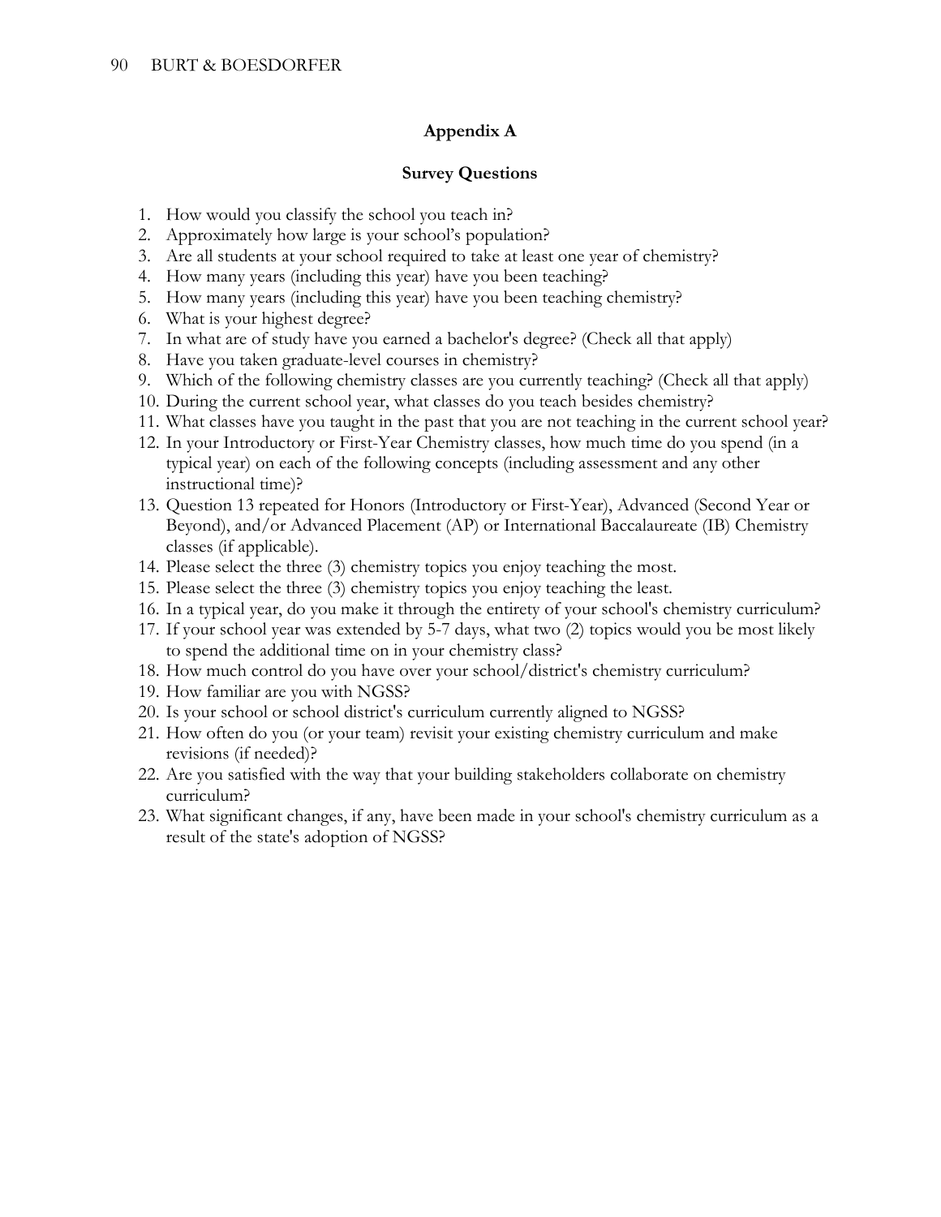## Appendix A

### Survey Questions

1. How would you classify the school you teach in?
2. Approximately how large is your school's population?
3. Are all students at your school required to take at least one year of chemistry?
4. How many years (including this year) have you been teaching?
5. How many years (including this year) have you been teaching chemistry?
6. What is your highest degree?
7. In what are of study have you earned a bachelor's degree? (Check all that apply)
8. Have you taken graduate-level courses in chemistry?
9. Which of the following chemistry classes are you currently teaching? (Check all that apply)
10. During the current school year, what classes do you teach besides chemistry?
11. What classes have you taught in the past that you are not teaching in the current school year?
12. In your Introductory or First-Year Chemistry classes, how much time do you spend (in a typical year) on each of the following concepts (including assessment and any other instructional time)?
13. Question 13 repeated for Honors (Introductory or First-Year), Advanced (Second Year or Beyond), and/or Advanced Placement (AP) or International Baccalaureate (IB) Chemistry classes (if applicable).
14. Please select the three (3) chemistry topics you enjoy teaching the most.
15. Please select the three (3) chemistry topics you enjoy teaching the least.
16. In a typical year, do you make it through the entirety of your school's chemistry curriculum?
17. If your school year was extended by 5-7 days, what two (2) topics would you be most likely to spend the additional time on in your chemistry class?
18. How much control do you have over your school/district's chemistry curriculum?
19. How familiar are you with NGSS?
20. Is your school or school district's curriculum currently aligned to NGSS?
21. How often do you (or your team) revisit your existing chemistry curriculum and make revisions (if needed)?
22. Are you satisfied with the way that your building stakeholders collaborate on chemistry curriculum?
23. What significant changes, if any, have been made in your school's chemistry curriculum as a result of the state's adoption of NGSS?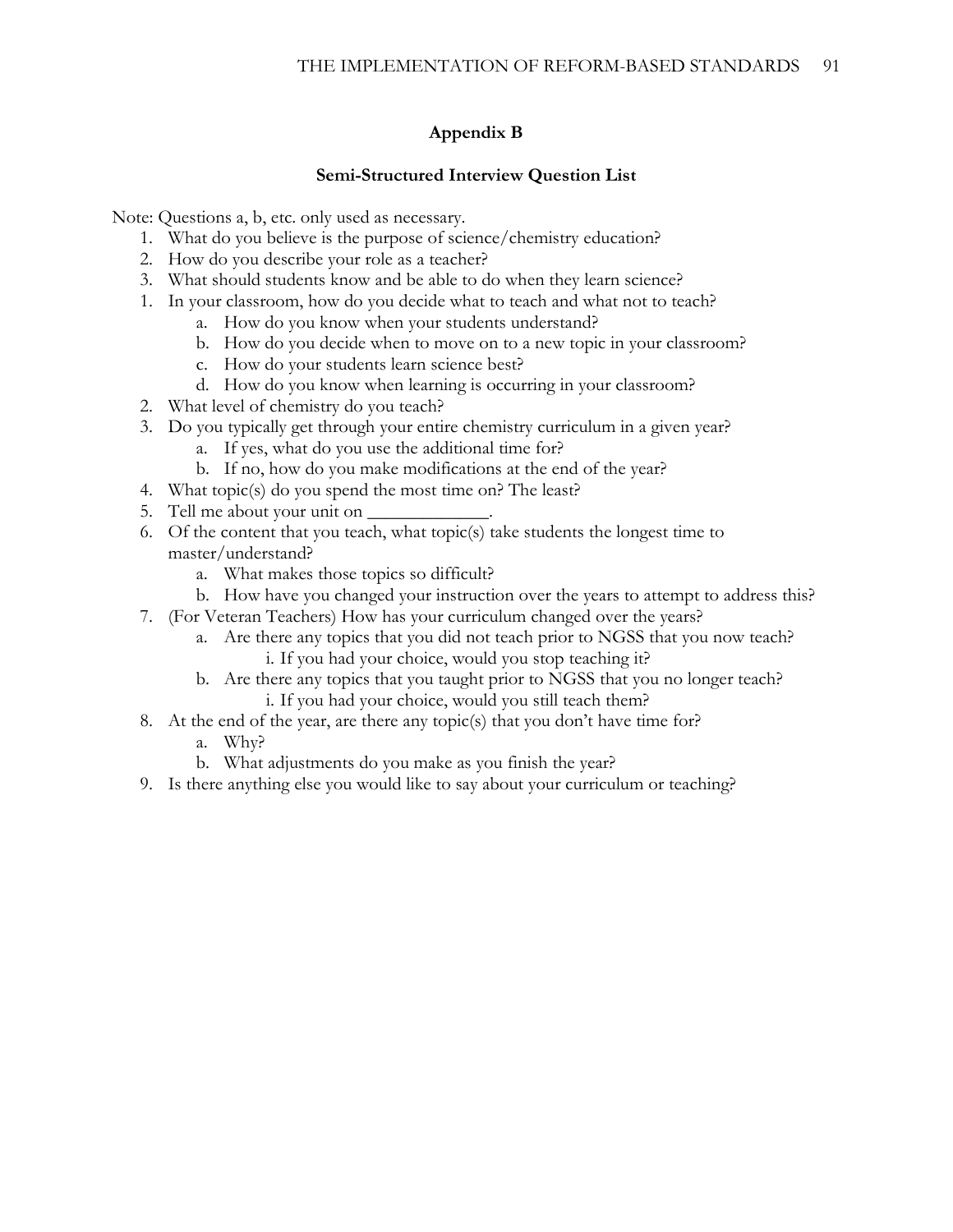## Appendix B

### Semi-Structured Interview Question List

Note: Questions a, b, etc. only used as necessary.

1. What do you believe is the purpose of science/chemistry education?
2. How do you describe your role as a teacher?
3. What should students know and be able to do when they learn science?
1. In your classroom, how do you decide what to teach and what not to teach?
    a. How do you know when your students understand?
    b. How do you decide when to move on to a new topic in your classroom?
    c. How do your students learn science best?
    d. How do you know when learning is occurring in your classroom?
2. What level of chemistry do you teach?
3. Do you typically get through your entire chemistry curriculum in a given year?
    a. If yes, what do you use the additional time for?
    b. If no, how do you make modifications at the end of the year?
4. What topic(s) do you spend the most time on? The least?
5. Tell me about your unit on _____________.
6. Of the content that you teach, what topic(s) take students the longest time to master/understand?
    a. What makes those topics so difficult?
    b. How have you changed your instruction over the years to attempt to address this?
7. (For Veteran Teachers) How has your curriculum changed over the years?
    a. Are there any topics that you did not teach prior to NGSS that you now teach?
        i. If you had your choice, would you stop teaching it?
    b. Are there any topics that you taught prior to NGSS that you no longer teach?
        i. If you had your choice, would you still teach them?
8. At the end of the year, are there any topic(s) that you don't have time for?
    a. Why?
    b. What adjustments do you make as you finish the year?
9. Is there anything else you would like to say about your curriculum or teaching?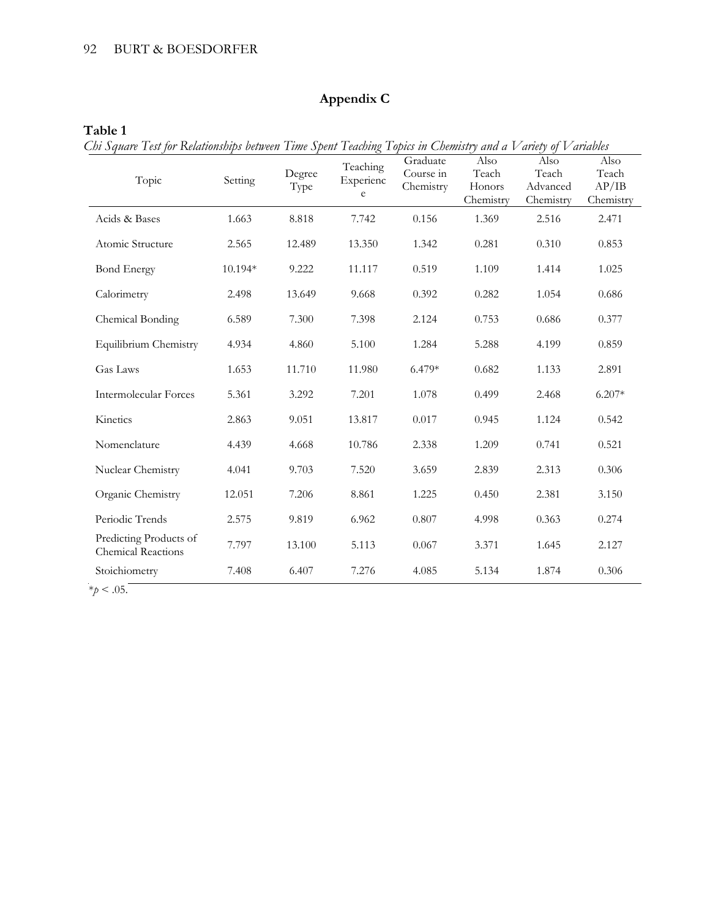## Appendix C

**Table 1**

*Chi Square Test for Relationships between Time Spent Teaching Topics in Chemistry and a Variety of Variables*

| Topic | Setting | Degree Type | Teaching Experience | Graduate Course in Chemistry | Also Teach Honors Chemistry | Also Teach Advanced Chemistry | Also Teach AP/IB Chemistry |
|---|---|---|---|---|---|---|---|
| Acids & Bases | 1.663 | 8.818 | 7.742 | 0.156 | 1.369 | 2.516 | 2.471 |
| Atomic Structure | 2.565 | 12.489 | 13.350 | 1.342 | 0.281 | 0.310 | 0.853 |
| Bond Energy | 10.194* | 9.222 | 11.117 | 0.519 | 1.109 | 1.414 | 1.025 |
| Calorimetry | 2.498 | 13.649 | 9.668 | 0.392 | 0.282 | 1.054 | 0.686 |
| Chemical Bonding | 6.589 | 7.300 | 7.398 | 2.124 | 0.753 | 0.686 | 0.377 |
| Equilibrium Chemistry | 4.934 | 4.860 | 5.100 | 1.284 | 5.288 | 4.199 | 0.859 |
| Gas Laws | 1.653 | 11.710 | 11.980 | 6.479* | 0.682 | 1.133 | 2.891 |
| Intermolecular Forces | 5.361 | 3.292 | 7.201 | 1.078 | 0.499 | 2.468 | 6.207* |
| Kinetics | 2.863 | 9.051 | 13.817 | 0.017 | 0.945 | 1.124 | 0.542 |
| Nomenclature | 4.439 | 4.668 | 10.786 | 2.338 | 1.209 | 0.741 | 0.521 |
| Nuclear Chemistry | 4.041 | 9.703 | 7.520 | 3.659 | 2.839 | 2.313 | 0.306 |
| Organic Chemistry | 12.051 | 7.206 | 8.861 | 1.225 | 0.450 | 2.381 | 3.150 |
| Periodic Trends | 2.575 | 9.819 | 6.962 | 0.807 | 4.998 | 0.363 | 0.274 |
| Predicting Products of Chemical Reactions | 7.797 | 13.100 | 5.113 | 0.067 | 3.371 | 1.645 | 2.127 |
| Stoichiometry | 7.408 | 6.407 | 7.276 | 4.085 | 5.134 | 1.874 | 0.306 |

*$p < .05$.